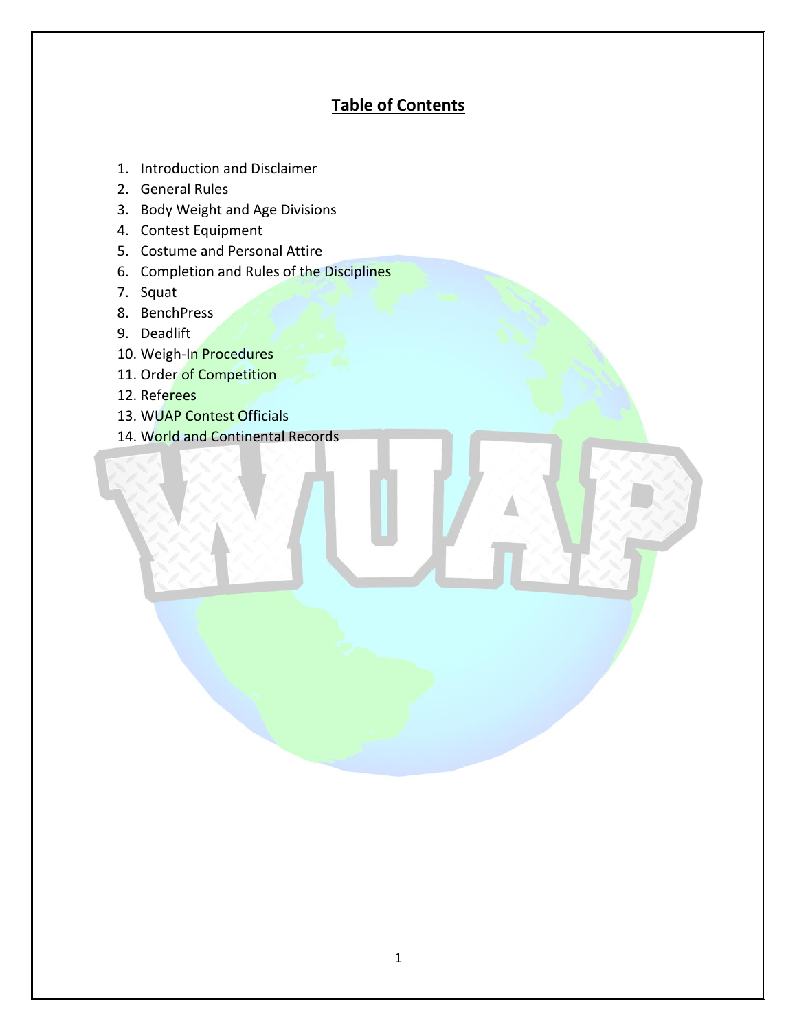# Table of Contents

1. Introduction and Disclaimer
2. General Rules
3. Body Weight and Age Divisions
4. Contest Equipment
5. Costume and Personal Attire
6. Completion and Rules of the Disciplines
7. Squat
8. BenchPress
9. Deadlift
10. Weigh-In Procedures
11. Order of Competition
12. Referees
13. WUAP Contest Officials
14. World and Continental Records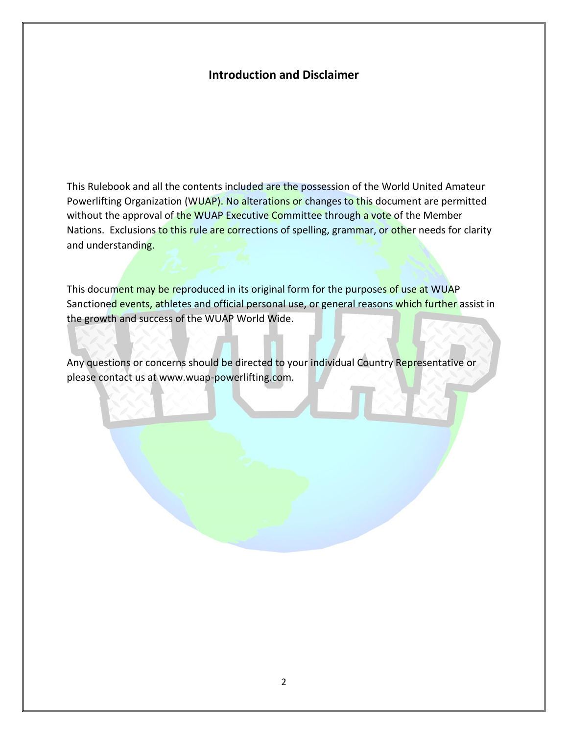## Introduction and Disclaimer

This Rulebook and all the contents included are the possession of the World United Amateur Powerlifting Organization (WUAP). No alterations or changes to this document are permitted without the approval of the WUAP Executive Committee through a vote of the Member Nations. Exclusions to this rule are corrections of spelling, grammar, or other needs for clarity and understanding.

This document may be reproduced in its original form for the purposes of use at WUAP Sanctioned events, athletes and official personal use, or general reasons which further assist in the growth and success of the WUAP World Wide.

Any questions or concerns should be directed to your individual Country Representative or please contact us at www.wuap-powerlifting.com.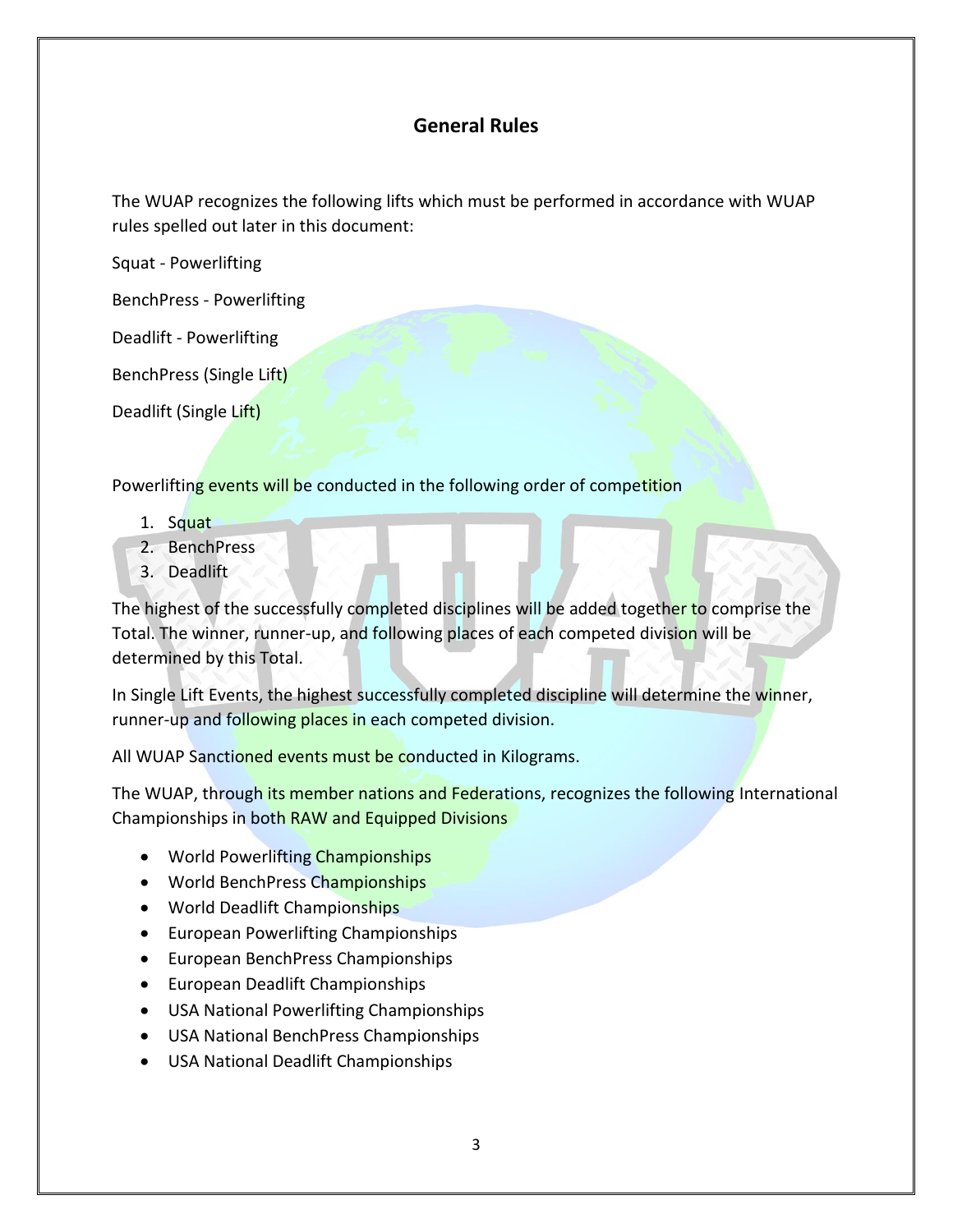## General Rules

The WUAP recognizes the following lifts which must be performed in accordance with WUAP rules spelled out later in this document:

Squat - Powerlifting

BenchPress - Powerlifting

Deadlift - Powerlifting

BenchPress (Single Lift)

Deadlift (Single Lift)

Powerlifting events will be conducted in the following order of competition

1. Squat
2. BenchPress
3. Deadlift

The highest of the successfully completed disciplines will be added together to comprise the Total. The winner, runner-up, and following places of each competed division will be determined by this Total.

In Single Lift Events, the highest successfully completed discipline will determine the winner, runner-up and following places in each competed division.

All WUAP Sanctioned events must be conducted in Kilograms.

The WUAP, through its member nations and Federations, recognizes the following International Championships in both RAW and Equipped Divisions

- World Powerlifting Championships
- World BenchPress Championships
- World Deadlift Championships
- European Powerlifting Championships
- European BenchPress Championships
- European Deadlift Championships
- USA National Powerlifting Championships
- USA National BenchPress Championships
- USA National Deadlift Championships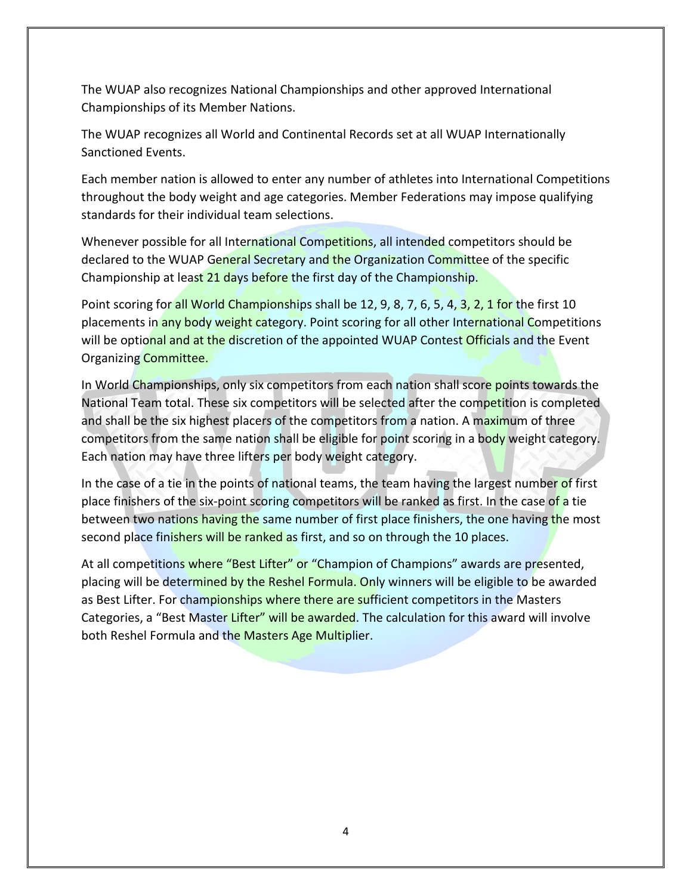The WUAP also recognizes National Championships and other approved International Championships of its Member Nations.

The WUAP recognizes all World and Continental Records set at all WUAP Internationally Sanctioned Events.

Each member nation is allowed to enter any number of athletes into International Competitions throughout the body weight and age categories. Member Federations may impose qualifying standards for their individual team selections.

Whenever possible for all International Competitions, all intended competitors should be declared to the WUAP General Secretary and the Organization Committee of the specific Championship at least 21 days before the first day of the Championship.

Point scoring for all World Championships shall be 12, 9, 8, 7, 6, 5, 4, 3, 2, 1 for the first 10 placements in any body weight category. Point scoring for all other International Competitions will be optional and at the discretion of the appointed WUAP Contest Officials and the Event Organizing Committee.

In World Championships, only six competitors from each nation shall score points towards the National Team total. These six competitors will be selected after the competition is completed and shall be the six highest placers of the competitors from a nation. A maximum of three competitors from the same nation shall be eligible for point scoring in a body weight category. Each nation may have three lifters per body weight category.

In the case of a tie in the points of national teams, the team having the largest number of first place finishers of the six-point scoring competitors will be ranked as first. In the case of a tie between two nations having the same number of first place finishers, the one having the most second place finishers will be ranked as first, and so on through the 10 places.

At all competitions where "Best Lifter" or "Champion of Champions" awards are presented, placing will be determined by the Reshel Formula. Only winners will be eligible to be awarded as Best Lifter. For championships where there are sufficient competitors in the Masters Categories, a "Best Master Lifter" will be awarded. The calculation for this award will involve both Reshel Formula and the Masters Age Multiplier.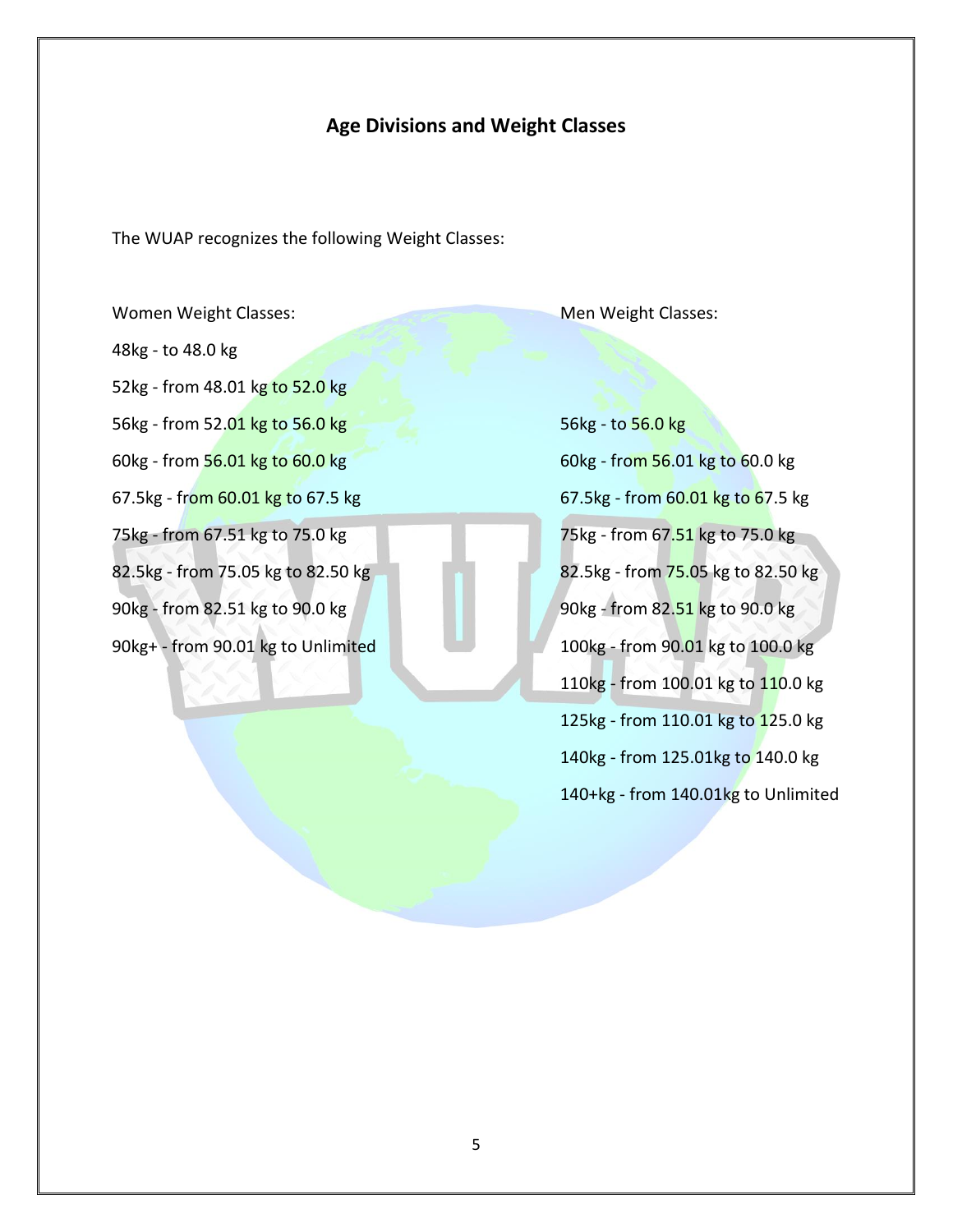## Age Divisions and Weight Classes

The WUAP recognizes the following Weight Classes:

Women Weight Classes:

48kg - to 48.0 kg

52kg - from 48.01 kg to 52.0 kg

56kg - from 52.01 kg to 56.0 kg

60kg - from 56.01 kg to 60.0 kg

67.5kg - from 60.01 kg to 67.5 kg

75kg - from 67.51 kg to 75.0 kg

82.5kg - from 75.05 kg to 82.50 kg

90kg - from 82.51 kg to 90.0 kg

90kg+ - from 90.01 kg to Unlimited

Men Weight Classes:

56kg - to 56.0 kg

60kg - from 56.01 kg to 60.0 kg

67.5kg - from 60.01 kg to 67.5 kg

75kg - from 67.51 kg to 75.0 kg

82.5kg - from 75.05 kg to 82.50 kg

90kg - from 82.51 kg to 90.0 kg

100kg - from 90.01 kg to 100.0 kg

110kg - from 100.01 kg to 110.0 kg

125kg - from 110.01 kg to 125.0 kg

140kg - from 125.01kg to 140.0 kg

140+kg - from 140.01kg to Unlimited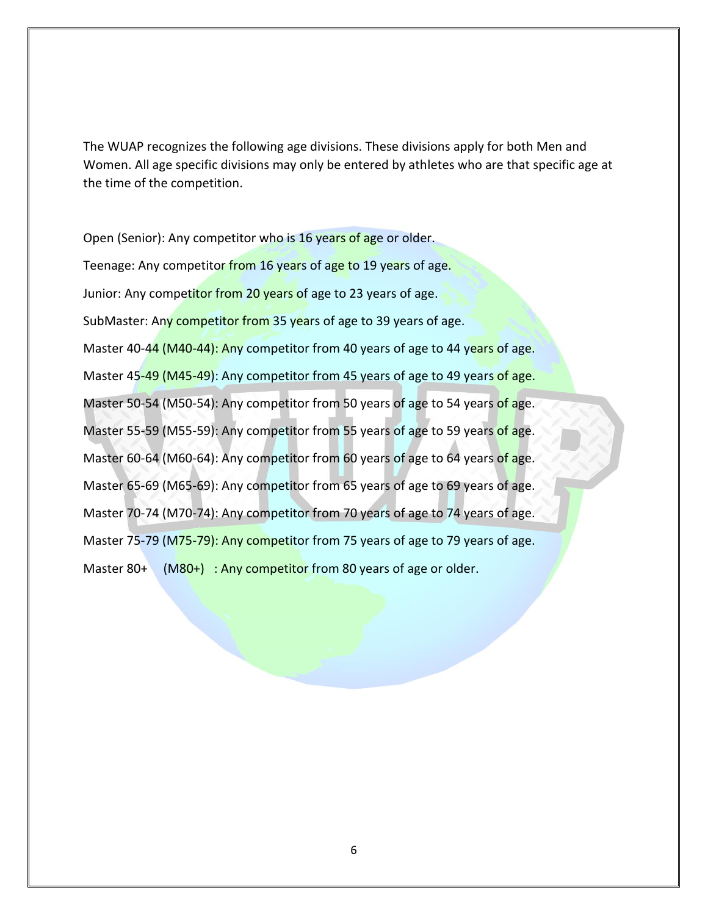The WUAP recognizes the following age divisions. These divisions apply for both Men and Women. All age specific divisions may only be entered by athletes who are that specific age at the time of the competition.

Open (Senior): Any competitor who is 16 years of age or older.

Teenage: Any competitor from 16 years of age to 19 years of age.

Junior: Any competitor from 20 years of age to 23 years of age.

SubMaster: Any competitor from 35 years of age to 39 years of age.

Master 40-44 (M40-44): Any competitor from 40 years of age to 44 years of age.

Master 45-49 (M45-49): Any competitor from 45 years of age to 49 years of age.

Master 50-54 (M50-54): Any competitor from 50 years of age to 54 years of age.

Master 55-59 (M55-59): Any competitor from 55 years of age to 59 years of age.

Master 60-64 (M60-64): Any competitor from 60 years of age to 64 years of age.

Master 65-69 (M65-69): Any competitor from 65 years of age to 69 years of age.

Master 70-74 (M70-74): Any competitor from 70 years of age to 74 years of age.

Master 75-79 (M75-79): Any competitor from 75 years of age to 79 years of age.

Master 80+ (M80+) : Any competitor from 80 years of age or older.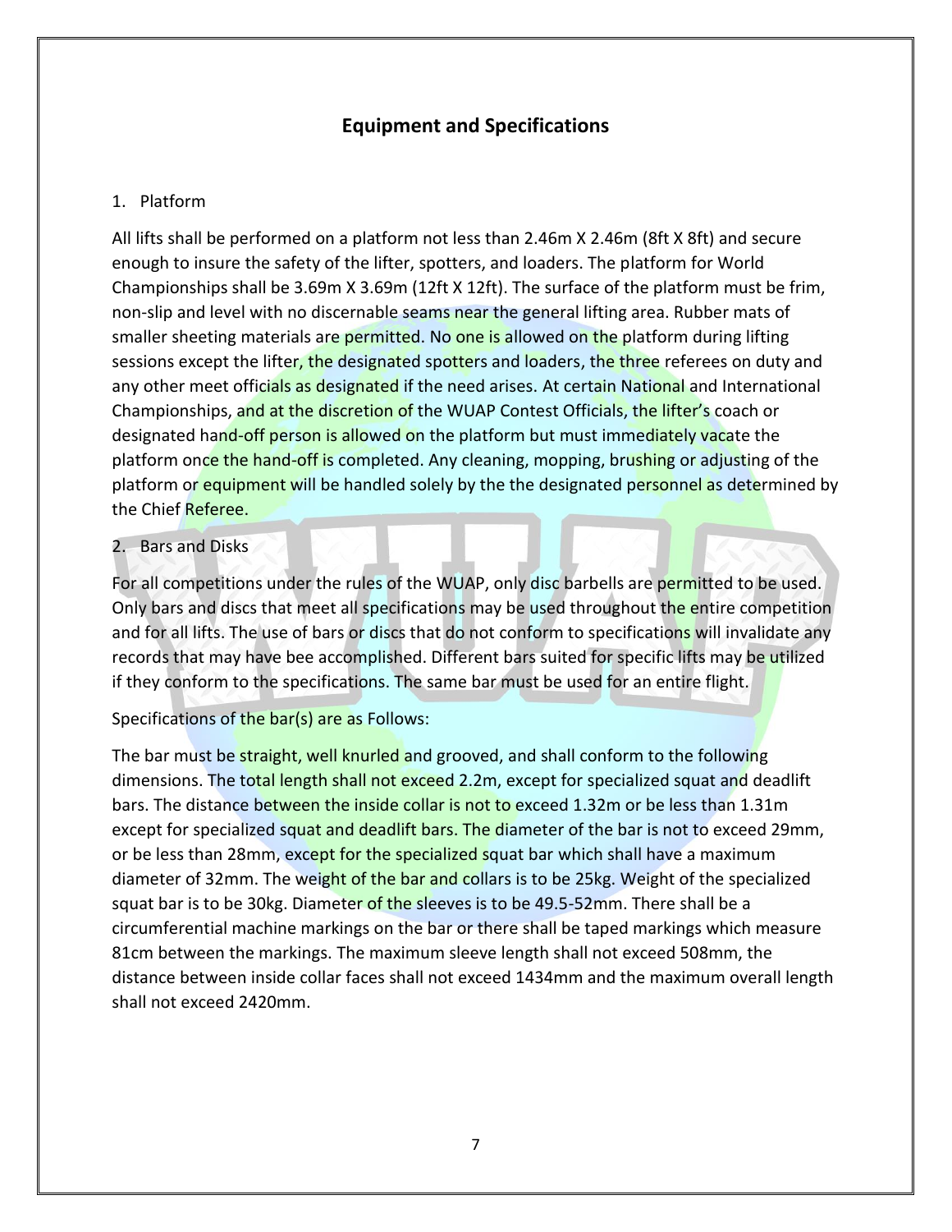## Equipment and Specifications

1. Platform

All lifts shall be performed on a platform not less than 2.46m X 2.46m (8ft X 8ft) and secure enough to insure the safety of the lifter, spotters, and loaders. The platform for World Championships shall be 3.69m X 3.69m (12ft X 12ft). The surface of the platform must be frim, non-slip and level with no discernable seams near the general lifting area. Rubber mats of smaller sheeting materials are permitted. No one is allowed on the platform during lifting sessions except the lifter, the designated spotters and loaders, the three referees on duty and any other meet officials as designated if the need arises. At certain National and International Championships, and at the discretion of the WUAP Contest Officials, the lifter's coach or designated hand-off person is allowed on the platform but must immediately vacate the platform once the hand-off is completed. Any cleaning, mopping, brushing or adjusting of the platform or equipment will be handled solely by the the designated personnel as determined by the Chief Referee.

2. Bars and Disks

For all competitions under the rules of the WUAP, only disc barbells are permitted to be used. Only bars and discs that meet all specifications may be used throughout the entire competition and for all lifts. The use of bars or discs that do not conform to specifications will invalidate any records that may have bee accomplished. Different bars suited for specific lifts may be utilized if they conform to the specifications. The same bar must be used for an entire flight.

Specifications of the bar(s) are as Follows:

The bar must be straight, well knurled and grooved, and shall conform to the following dimensions. The total length shall not exceed 2.2m, except for specialized squat and deadlift bars. The distance between the inside collar is not to exceed 1.32m or be less than 1.31m except for specialized squat and deadlift bars. The diameter of the bar is not to exceed 29mm, or be less than 28mm, except for the specialized squat bar which shall have a maximum diameter of 32mm. The weight of the bar and collars is to be 25kg. Weight of the specialized squat bar is to be 30kg. Diameter of the sleeves is to be 49.5-52mm. There shall be a circumferential machine markings on the bar or there shall be taped markings which measure 81cm between the markings. The maximum sleeve length shall not exceed 508mm, the distance between inside collar faces shall not exceed 1434mm and the maximum overall length shall not exceed 2420mm.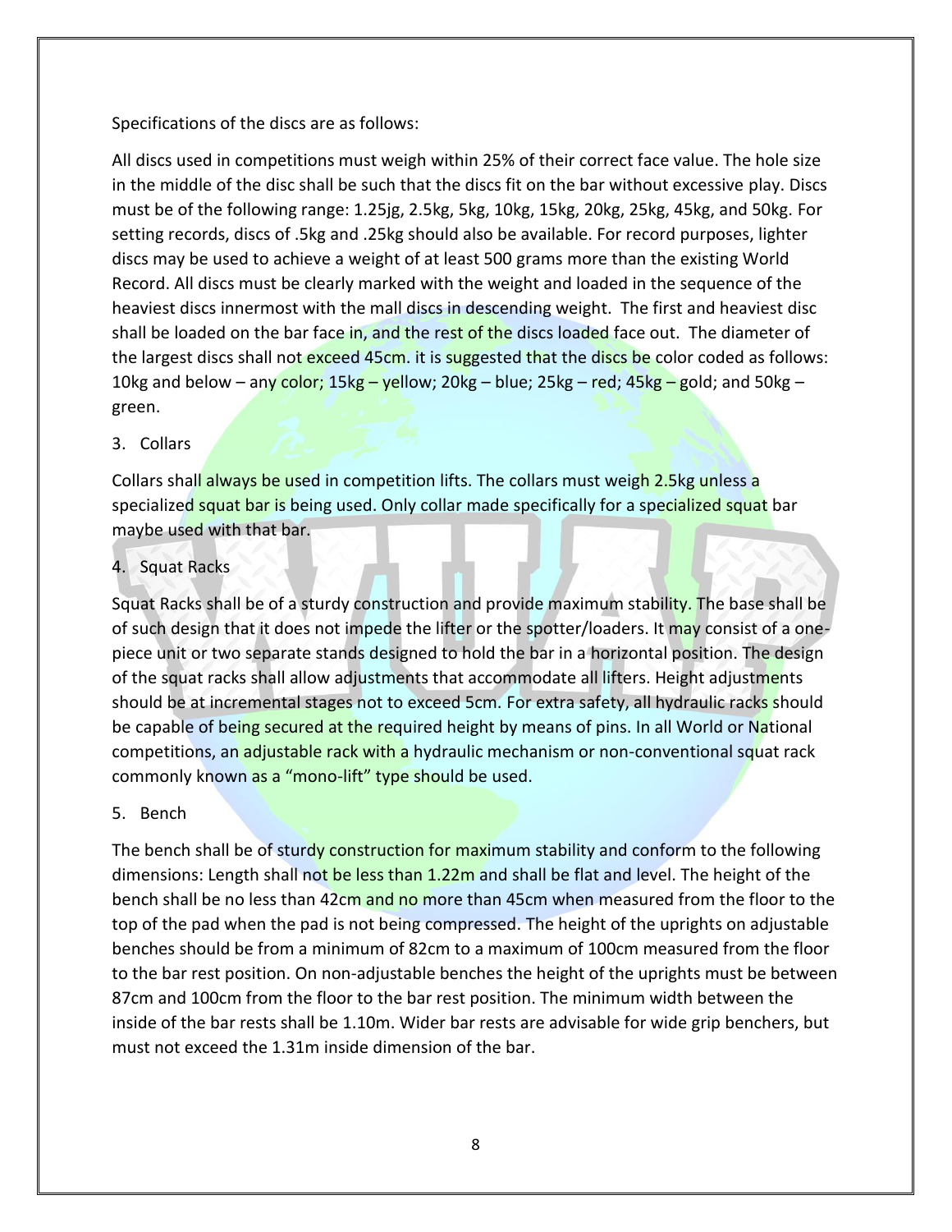Specifications of the discs are as follows:

All discs used in competitions must weigh within 25% of their correct face value. The hole size in the middle of the disc shall be such that the discs fit on the bar without excessive play. Discs must be of the following range: 1.25jg, 2.5kg, 5kg, 10kg, 15kg, 20kg, 25kg, 45kg, and 50kg. For setting records, discs of .5kg and .25kg should also be available. For record purposes, lighter discs may be used to achieve a weight of at least 500 grams more than the existing World Record. All discs must be clearly marked with the weight and loaded in the sequence of the heaviest discs innermost with the mall discs in descending weight. The first and heaviest disc shall be loaded on the bar face in, and the rest of the discs loaded face out. The diameter of the largest discs shall not exceed 45cm. it is suggested that the discs be color coded as follows: 10kg and below – any color; 15kg – yellow; 20kg – blue; 25kg – red; 45kg – gold; and 50kg – green.

3. Collars

Collars shall always be used in competition lifts. The collars must weigh 2.5kg unless a specialized squat bar is being used. Only collar made specifically for a specialized squat bar maybe used with that bar.

4. Squat Racks

Squat Racks shall be of a sturdy construction and provide maximum stability. The base shall be of such design that it does not impede the lifter or the spotter/loaders. It may consist of a one-piece unit or two separate stands designed to hold the bar in a horizontal position. The design of the squat racks shall allow adjustments that accommodate all lifters. Height adjustments should be at incremental stages not to exceed 5cm. For extra safety, all hydraulic racks should be capable of being secured at the required height by means of pins. In all World or National competitions, an adjustable rack with a hydraulic mechanism or non-conventional squat rack commonly known as a "mono-lift" type should be used.

5. Bench

The bench shall be of sturdy construction for maximum stability and conform to the following dimensions: Length shall not be less than 1.22m and shall be flat and level. The height of the bench shall be no less than 42cm and no more than 45cm when measured from the floor to the top of the pad when the pad is not being compressed. The height of the uprights on adjustable benches should be from a minimum of 82cm to a maximum of 100cm measured from the floor to the bar rest position. On non-adjustable benches the height of the uprights must be between 87cm and 100cm from the floor to the bar rest position. The minimum width between the inside of the bar rests shall be 1.10m. Wider bar rests are advisable for wide grip benchers, but must not exceed the 1.31m inside dimension of the bar.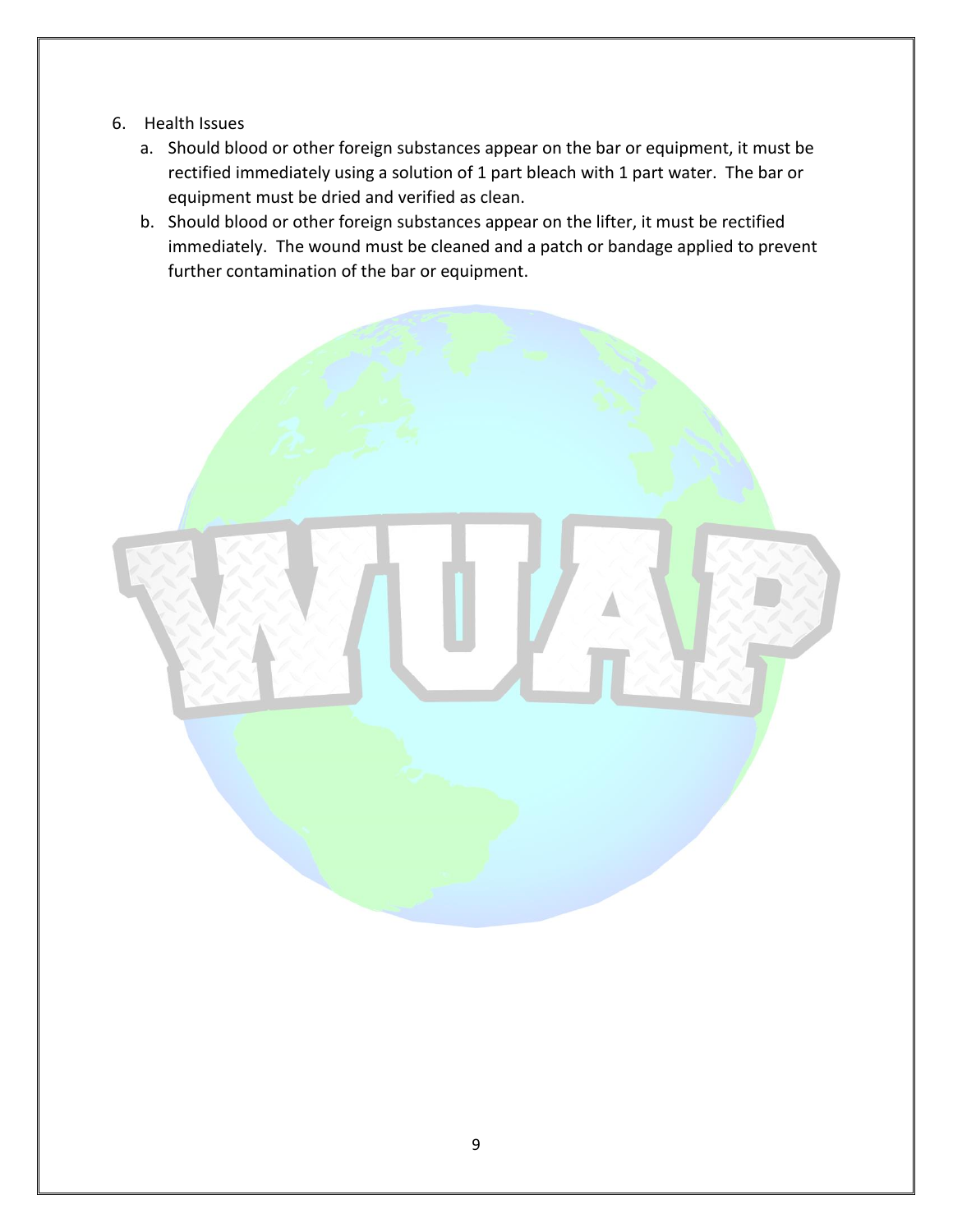6. Health Issues
   a. Should blood or other foreign substances appear on the bar or equipment, it must be rectified immediately using a solution of 1 part bleach with 1 part water. The bar or equipment must be dried and verified as clean.
   b. Should blood or other foreign substances appear on the lifter, it must be rectified immediately. The wound must be cleaned and a patch or bandage applied to prevent further contamination of the bar or equipment.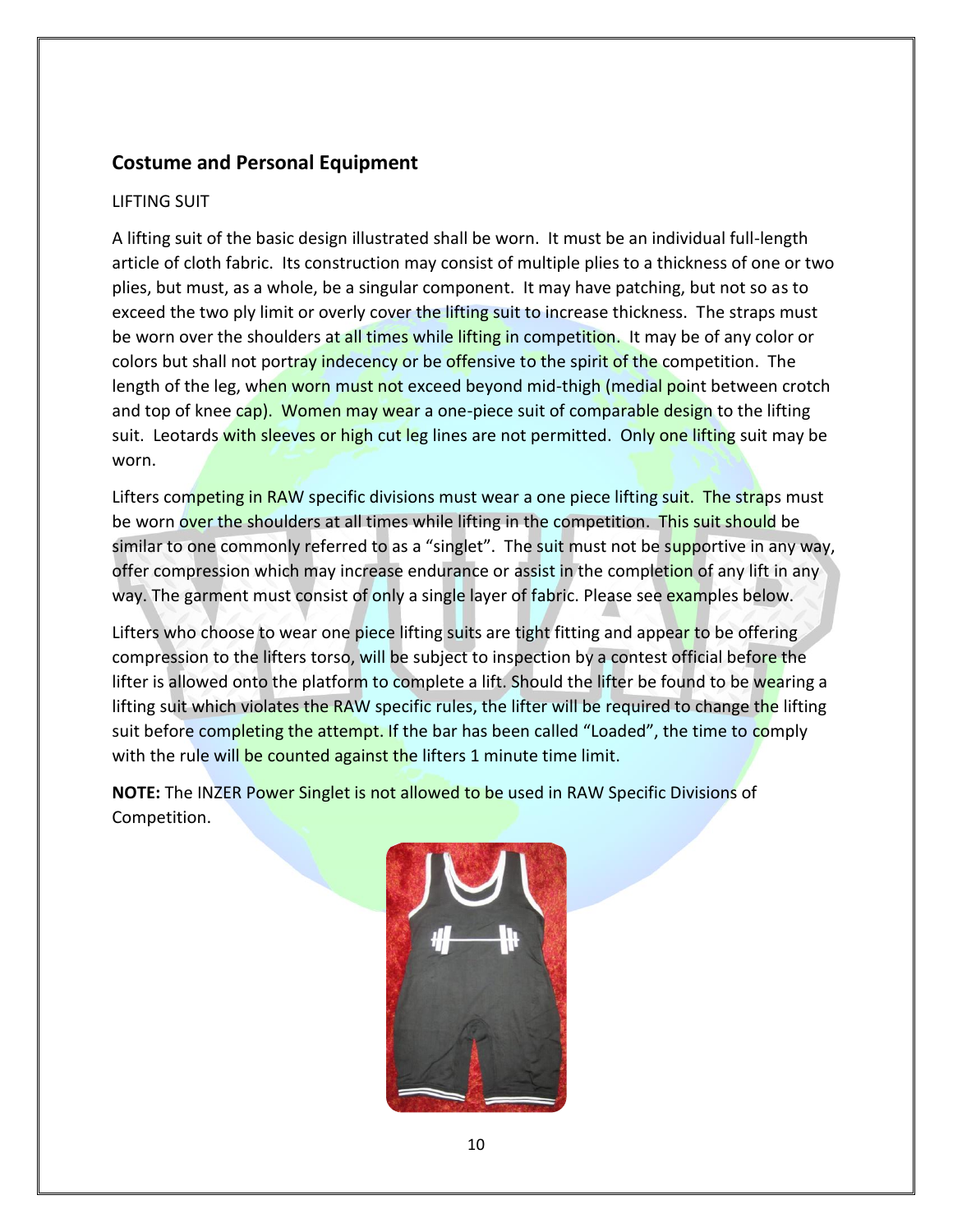## Costume and Personal Equipment

LIFTING SUIT

A lifting suit of the basic design illustrated shall be worn. It must be an individual full-length article of cloth fabric. Its construction may consist of multiple plies to a thickness of one or two plies, but must, as a whole, be a singular component. It may have patching, but not so as to exceed the two ply limit or overly cover the lifting suit to increase thickness. The straps must be worn over the shoulders at all times while lifting in competition. It may be of any color or colors but shall not portray indecency or be offensive to the spirit of the competition. The length of the leg, when worn must not exceed beyond mid-thigh (medial point between crotch and top of knee cap). Women may wear a one-piece suit of comparable design to the lifting suit. Leotards with sleeves or high cut leg lines are not permitted. Only one lifting suit may be worn.

Lifters competing in RAW specific divisions must wear a one piece lifting suit. The straps must be worn over the shoulders at all times while lifting in the competition. This suit should be similar to one commonly referred to as a "singlet". The suit must not be supportive in any way, offer compression which may increase endurance or assist in the completion of any lift in any way. The garment must consist of only a single layer of fabric. Please see examples below.

Lifters who choose to wear one piece lifting suits are tight fitting and appear to be offering compression to the lifters torso, will be subject to inspection by a contest official before the lifter is allowed onto the platform to complete a lift. Should the lifter be found to be wearing a lifting suit which violates the RAW specific rules, the lifter will be required to change the lifting suit before completing the attempt. If the bar has been called "Loaded", the time to comply with the rule will be counted against the lifters 1 minute time limit.

**NOTE:** The INZER Power Singlet is not allowed to be used in RAW Specific Divisions of Competition.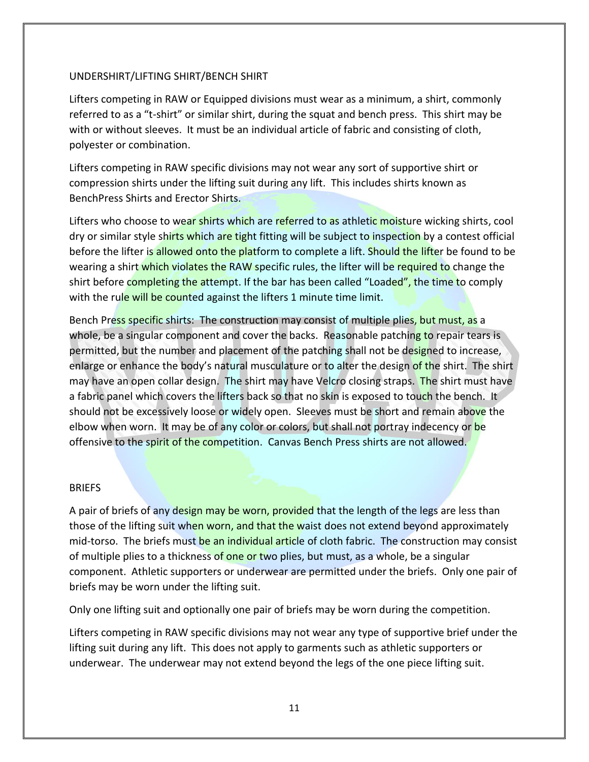## UNDERSHIRT/LIFTING SHIRT/BENCH SHIRT

Lifters competing in RAW or Equipped divisions must wear as a minimum, a shirt, commonly referred to as a "t-shirt" or similar shirt, during the squat and bench press. This shirt may be with or without sleeves. It must be an individual article of fabric and consisting of cloth, polyester or combination.

Lifters competing in RAW specific divisions may not wear any sort of supportive shirt or compression shirts under the lifting suit during any lift. This includes shirts known as BenchPress Shirts and Erector Shirts.

Lifters who choose to wear shirts which are referred to as athletic moisture wicking shirts, cool dry or similar style shirts which are tight fitting will be subject to inspection by a contest official before the lifter is allowed onto the platform to complete a lift. Should the lifter be found to be wearing a shirt which violates the RAW specific rules, the lifter will be required to change the shirt before completing the attempt. If the bar has been called "Loaded", the time to comply with the rule will be counted against the lifters 1 minute time limit.

Bench Press specific shirts: The construction may consist of multiple plies, but must, as a whole, be a singular component and cover the backs. Reasonable patching to repair tears is permitted, but the number and placement of the patching shall not be designed to increase, enlarge or enhance the body's natural musculature or to alter the design of the shirt. The shirt may have an open collar design. The shirt may have Velcro closing straps. The shirt must have a fabric panel which covers the lifters back so that no skin is exposed to touch the bench. It should not be excessively loose or widely open. Sleeves must be short and remain above the elbow when worn. It may be of any color or colors, but shall not portray indecency or be offensive to the spirit of the competition. Canvas Bench Press shirts are not allowed.

## BRIEFS

A pair of briefs of any design may be worn, provided that the length of the legs are less than those of the lifting suit when worn, and that the waist does not extend beyond approximately mid-torso. The briefs must be an individual article of cloth fabric. The construction may consist of multiple plies to a thickness of one or two plies, but must, as a whole, be a singular component. Athletic supporters or underwear are permitted under the briefs. Only one pair of briefs may be worn under the lifting suit.

Only one lifting suit and optionally one pair of briefs may be worn during the competition.

Lifters competing in RAW specific divisions may not wear any type of supportive brief under the lifting suit during any lift. This does not apply to garments such as athletic supporters or underwear. The underwear may not extend beyond the legs of the one piece lifting suit.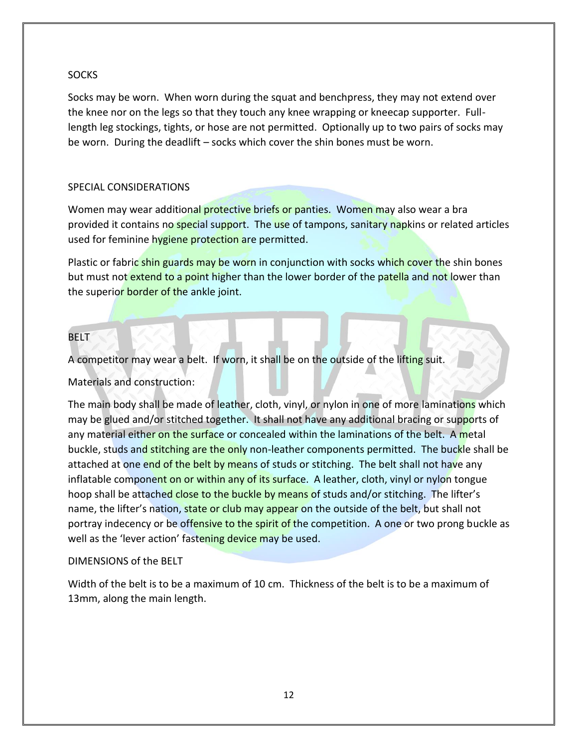## SOCKS

Socks may be worn. When worn during the squat and benchpress, they may not extend over the knee nor on the legs so that they touch any knee wrapping or kneecap supporter. Full-length leg stockings, tights, or hose are not permitted. Optionally up to two pairs of socks may be worn. During the deadlift – socks which cover the shin bones must be worn.

## SPECIAL CONSIDERATIONS

Women may wear additional protective briefs or panties. Women may also wear a bra provided it contains no special support. The use of tampons, sanitary napkins or related articles used for feminine hygiene protection are permitted.

Plastic or fabric shin guards may be worn in conjunction with socks which cover the shin bones but must not extend to a point higher than the lower border of the patella and not lower than the superior border of the ankle joint.

## BELT

A competitor may wear a belt. If worn, it shall be on the outside of the lifting suit.

Materials and construction:

The main body shall be made of leather, cloth, vinyl, or nylon in one of more laminations which may be glued and/or stitched together. It shall not have any additional bracing or supports of any material either on the surface or concealed within the laminations of the belt. A metal buckle, studs and stitching are the only non-leather components permitted. The buckle shall be attached at one end of the belt by means of studs or stitching. The belt shall not have any inflatable component on or within any of its surface. A leather, cloth, vinyl or nylon tongue hoop shall be attached close to the buckle by means of studs and/or stitching. The lifter's name, the lifter's nation, state or club may appear on the outside of the belt, but shall not portray indecency or be offensive to the spirit of the competition. A one or two prong buckle as well as the 'lever action' fastening device may be used.

### DIMENSIONS of the BELT

Width of the belt is to be a maximum of 10 cm. Thickness of the belt is to be a maximum of 13mm, along the main length.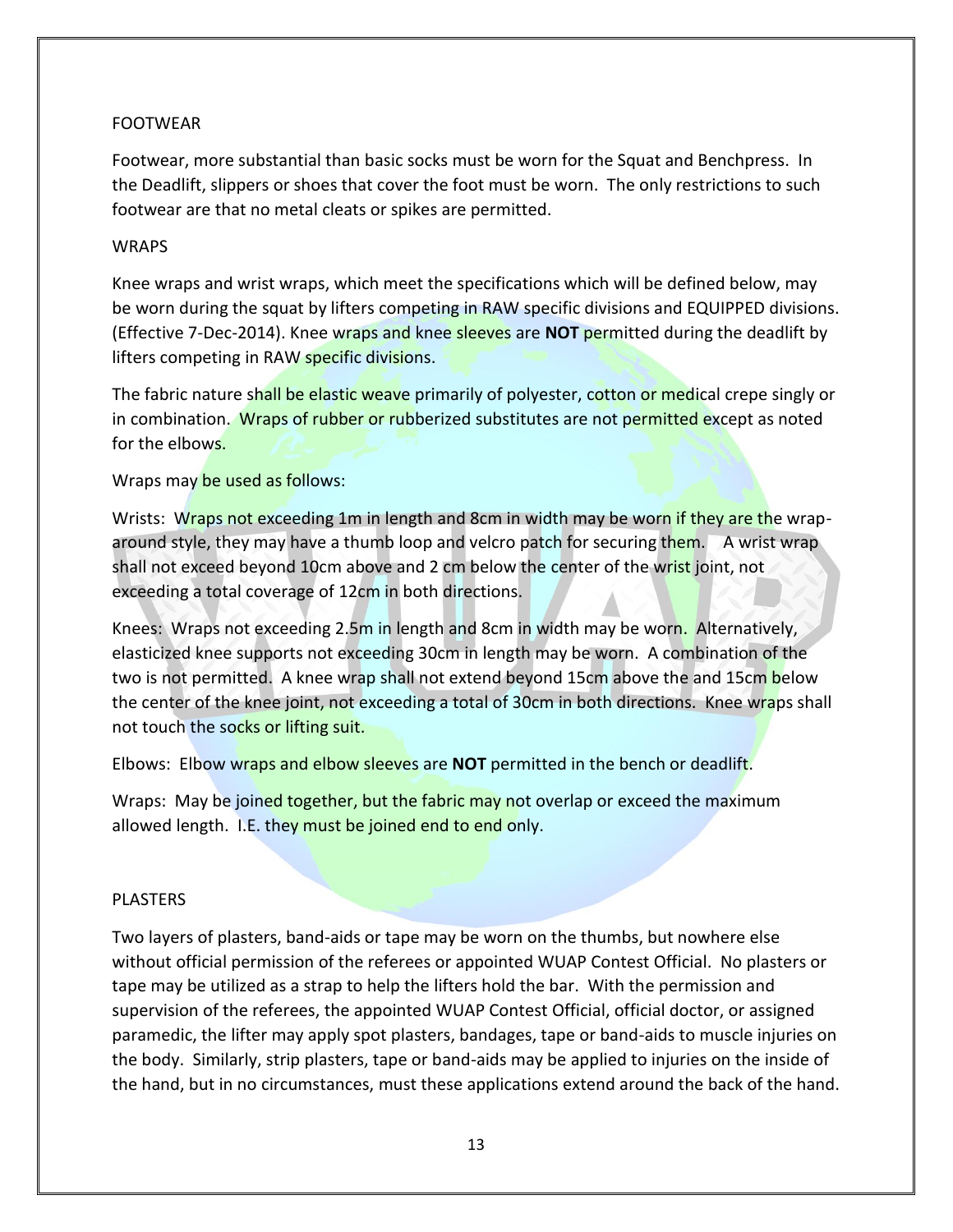## FOOTWEAR

Footwear, more substantial than basic socks must be worn for the Squat and Benchpress. In the Deadlift, slippers or shoes that cover the foot must be worn. The only restrictions to such footwear are that no metal cleats or spikes are permitted.

## WRAPS

Knee wraps and wrist wraps, which meet the specifications which will be defined below, may be worn during the squat by lifters competing in RAW specific divisions and EQUIPPED divisions. (Effective 7-Dec-2014). Knee wraps and knee sleeves are **NOT** permitted during the deadlift by lifters competing in RAW specific divisions.

The fabric nature shall be elastic weave primarily of polyester, cotton or medical crepe singly or in combination. Wraps of rubber or rubberized substitutes are not permitted except as noted for the elbows.

Wraps may be used as follows:

Wrists: Wraps not exceeding 1m in length and 8cm in width may be worn if they are the wrap-around style, they may have a thumb loop and velcro patch for securing them. A wrist wrap shall not exceed beyond 10cm above and 2 cm below the center of the wrist joint, not exceeding a total coverage of 12cm in both directions.

Knees: Wraps not exceeding 2.5m in length and 8cm in width may be worn. Alternatively, elasticized knee supports not exceeding 30cm in length may be worn. A combination of the two is not permitted. A knee wrap shall not extend beyond 15cm above the and 15cm below the center of the knee joint, not exceeding a total of 30cm in both directions. Knee wraps shall not touch the socks or lifting suit.

Elbows: Elbow wraps and elbow sleeves are **NOT** permitted in the bench or deadlift.

Wraps: May be joined together, but the fabric may not overlap or exceed the maximum allowed length. I.E. they must be joined end to end only.

## PLASTERS

Two layers of plasters, band-aids or tape may be worn on the thumbs, but nowhere else without official permission of the referees or appointed WUAP Contest Official. No plasters or tape may be utilized as a strap to help the lifters hold the bar. With the permission and supervision of the referees, the appointed WUAP Contest Official, official doctor, or assigned paramedic, the lifter may apply spot plasters, bandages, tape or band-aids to muscle injuries on the body. Similarly, strip plasters, tape or band-aids may be applied to injuries on the inside of the hand, but in no circumstances, must these applications extend around the back of the hand.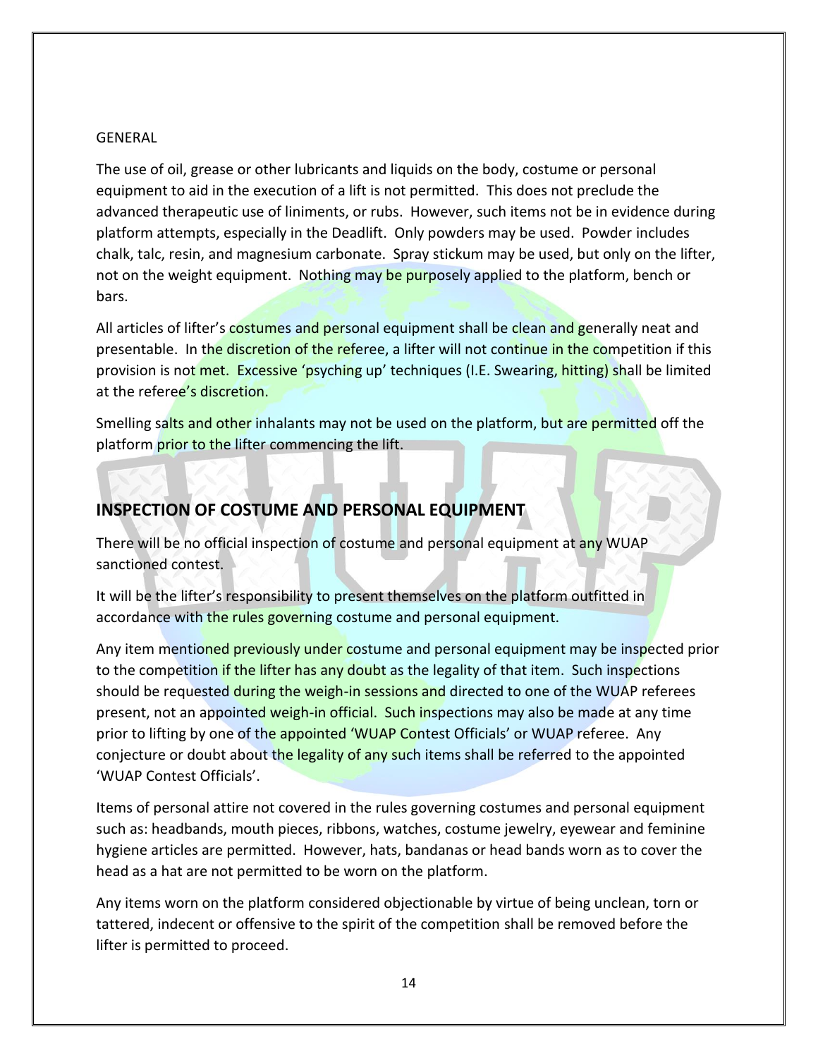GENERAL

The use of oil, grease or other lubricants and liquids on the body, costume or personal equipment to aid in the execution of a lift is not permitted. This does not preclude the advanced therapeutic use of liniments, or rubs. However, such items not be in evidence during platform attempts, especially in the Deadlift. Only powders may be used. Powder includes chalk, talc, resin, and magnesium carbonate. Spray stickum may be used, but only on the lifter, not on the weight equipment. Nothing may be purposely applied to the platform, bench or bars.

All articles of lifter's costumes and personal equipment shall be clean and generally neat and presentable. In the discretion of the referee, a lifter will not continue in the competition if this provision is not met. Excessive 'psyching up' techniques (I.E. Swearing, hitting) shall be limited at the referee's discretion.

Smelling salts and other inhalants may not be used on the platform, but are permitted off the platform prior to the lifter commencing the lift.

## INSPECTION OF COSTUME AND PERSONAL EQUIPMENT

There will be no official inspection of costume and personal equipment at any WUAP sanctioned contest.

It will be the lifter's responsibility to present themselves on the platform outfitted in accordance with the rules governing costume and personal equipment.

Any item mentioned previously under costume and personal equipment may be inspected prior to the competition if the lifter has any doubt as the legality of that item. Such inspections should be requested during the weigh-in sessions and directed to one of the WUAP referees present, not an appointed weigh-in official. Such inspections may also be made at any time prior to lifting by one of the appointed 'WUAP Contest Officials' or WUAP referee. Any conjecture or doubt about the legality of any such items shall be referred to the appointed 'WUAP Contest Officials'.

Items of personal attire not covered in the rules governing costumes and personal equipment such as: headbands, mouth pieces, ribbons, watches, costume jewelry, eyewear and feminine hygiene articles are permitted. However, hats, bandanas or head bands worn as to cover the head as a hat are not permitted to be worn on the platform.

Any items worn on the platform considered objectionable by virtue of being unclean, torn or tattered, indecent or offensive to the spirit of the competition shall be removed before the lifter is permitted to proceed.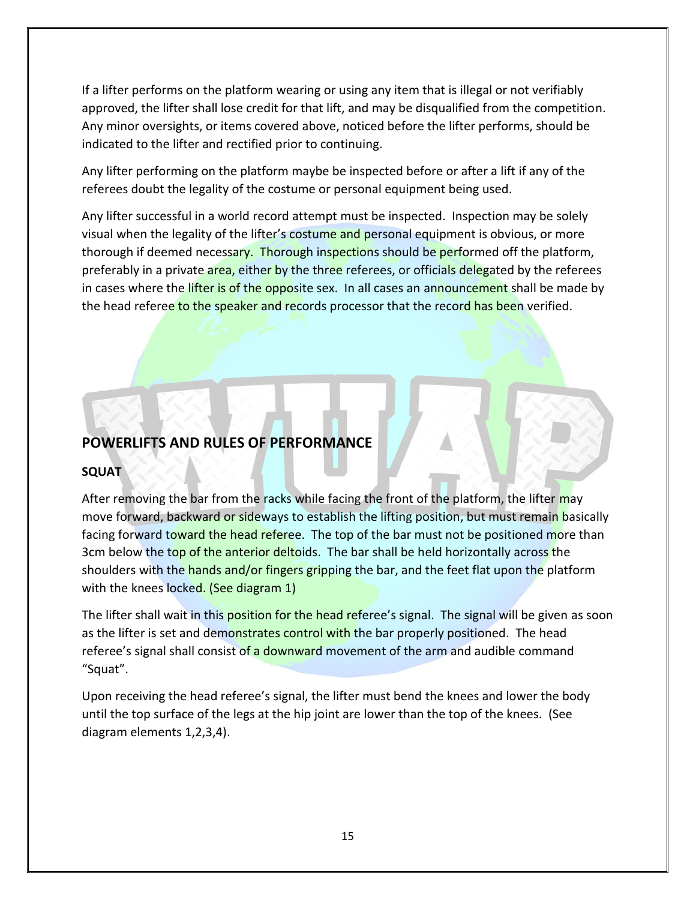If a lifter performs on the platform wearing or using any item that is illegal or not verifiably approved, the lifter shall lose credit for that lift, and may be disqualified from the competition. Any minor oversights, or items covered above, noticed before the lifter performs, should be indicated to the lifter and rectified prior to continuing.

Any lifter performing on the platform maybe be inspected before or after a lift if any of the referees doubt the legality of the costume or personal equipment being used.

Any lifter successful in a world record attempt must be inspected. Inspection may be solely visual when the legality of the lifter's costume and personal equipment is obvious, or more thorough if deemed necessary. Thorough inspections should be performed off the platform, preferably in a private area, either by the three referees, or officials delegated by the referees in cases where the lifter is of the opposite sex. In all cases an announcement shall be made by the head referee to the speaker and records processor that the record has been verified.

## POWERLIFTS AND RULES OF PERFORMANCE

### SQUAT

After removing the bar from the racks while facing the front of the platform, the lifter may move forward, backward or sideways to establish the lifting position, but must remain basically facing forward toward the head referee. The top of the bar must not be positioned more than 3cm below the top of the anterior deltoids. The bar shall be held horizontally across the shoulders with the hands and/or fingers gripping the bar, and the feet flat upon the platform with the knees locked. (See diagram 1)

The lifter shall wait in this position for the head referee's signal. The signal will be given as soon as the lifter is set and demonstrates control with the bar properly positioned. The head referee's signal shall consist of a downward movement of the arm and audible command "Squat".

Upon receiving the head referee's signal, the lifter must bend the knees and lower the body until the top surface of the legs at the hip joint are lower than the top of the knees. (See diagram elements 1,2,3,4).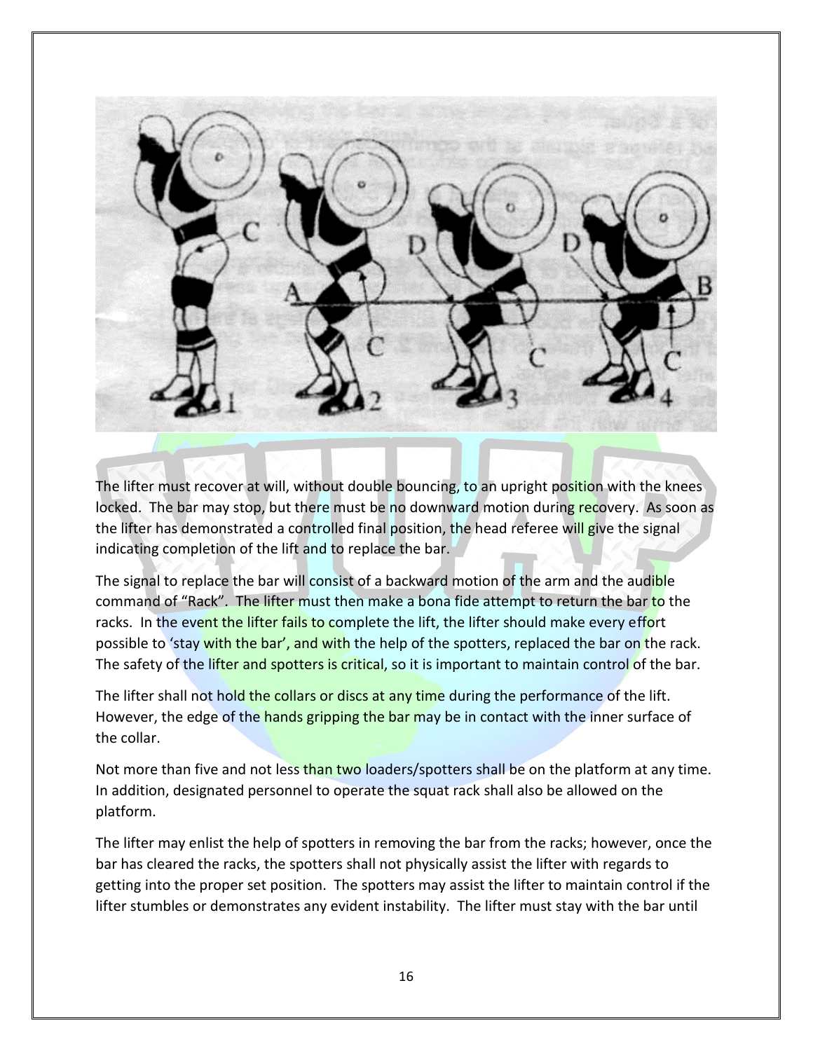The lifter must recover at will, without double bouncing, to an upright position with the knees locked. The bar may stop, but there must be no downward motion during recovery. As soon as the lifter has demonstrated a controlled final position, the head referee will give the signal indicating completion of the lift and to replace the bar.

The signal to replace the bar will consist of a backward motion of the arm and the audible command of "Rack". The lifter must then make a bona fide attempt to return the bar to the racks. In the event the lifter fails to complete the lift, the lifter should make every effort possible to 'stay with the bar', and with the help of the spotters, replaced the bar on the rack. The safety of the lifter and spotters is critical, so it is important to maintain control of the bar.

The lifter shall not hold the collars or discs at any time during the performance of the lift. However, the edge of the hands gripping the bar may be in contact with the inner surface of the collar.

Not more than five and not less than two loaders/spotters shall be on the platform at any time. In addition, designated personnel to operate the squat rack shall also be allowed on the platform.

The lifter may enlist the help of spotters in removing the bar from the racks; however, once the bar has cleared the racks, the spotters shall not physically assist the lifter with regards to getting into the proper set position. The spotters may assist the lifter to maintain control if the lifter stumbles or demonstrates any evident instability. The lifter must stay with the bar until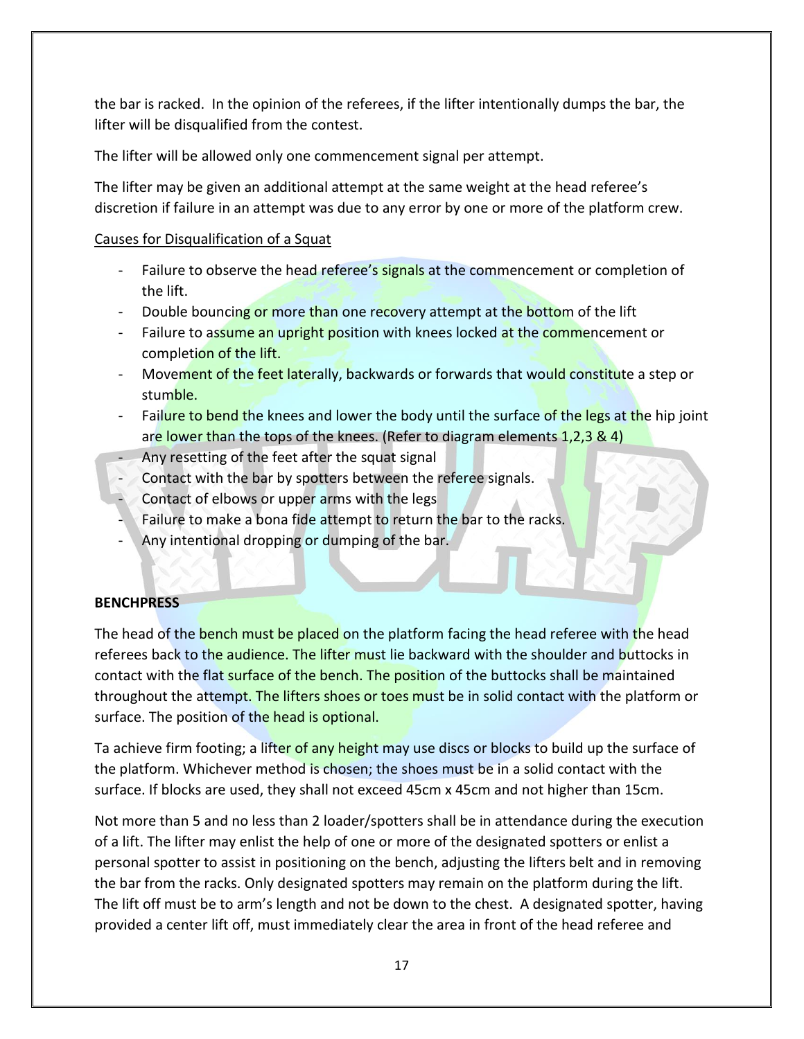the bar is racked. In the opinion of the referees, if the lifter intentionally dumps the bar, the lifter will be disqualified from the contest.

The lifter will be allowed only one commencement signal per attempt.

The lifter may be given an additional attempt at the same weight at the head referee's discretion if failure in an attempt was due to any error by one or more of the platform crew.

Causes for Disqualification of a Squat

- Failure to observe the head referee's signals at the commencement or completion of the lift.
- Double bouncing or more than one recovery attempt at the bottom of the lift
- Failure to assume an upright position with knees locked at the commencement or completion of the lift.
- Movement of the feet laterally, backwards or forwards that would constitute a step or stumble.
- Failure to bend the knees and lower the body until the surface of the legs at the hip joint are lower than the tops of the knees. (Refer to diagram elements 1,2,3 & 4)
- Any resetting of the feet after the squat signal
- Contact with the bar by spotters between the referee signals.
- Contact of elbows or upper arms with the legs
- Failure to make a bona fide attempt to return the bar to the racks.
- Any intentional dropping or dumping of the bar.

**BENCHPRESS**

The head of the bench must be placed on the platform facing the head referee with the head referees back to the audience. The lifter must lie backward with the shoulder and buttocks in contact with the flat surface of the bench. The position of the buttocks shall be maintained throughout the attempt. The lifters shoes or toes must be in solid contact with the platform or surface. The position of the head is optional.

Ta achieve firm footing; a lifter of any height may use discs or blocks to build up the surface of the platform. Whichever method is chosen; the shoes must be in a solid contact with the surface. If blocks are used, they shall not exceed 45cm x 45cm and not higher than 15cm.

Not more than 5 and no less than 2 loader/spotters shall be in attendance during the execution of a lift. The lifter may enlist the help of one or more of the designated spotters or enlist a personal spotter to assist in positioning on the bench, adjusting the lifters belt and in removing the bar from the racks. Only designated spotters may remain on the platform during the lift. The lift off must be to arm's length and not be down to the chest. A designated spotter, having provided a center lift off, must immediately clear the area in front of the head referee and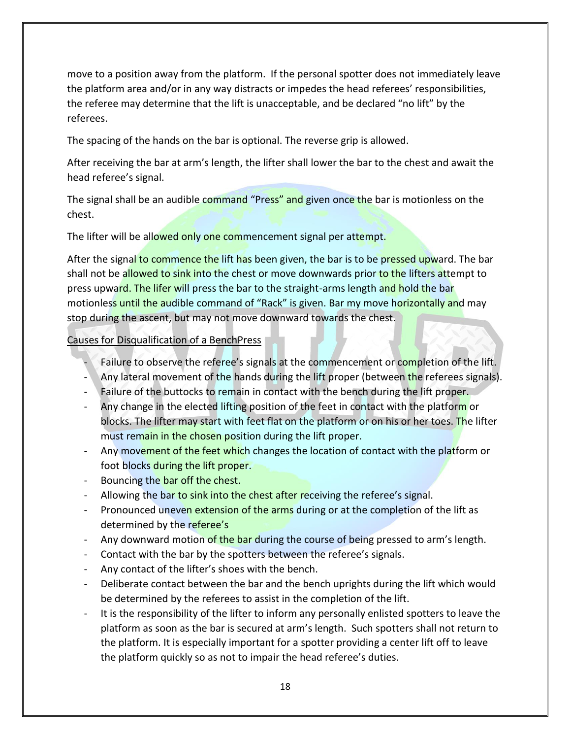move to a position away from the platform. If the personal spotter does not immediately leave the platform area and/or in any way distracts or impedes the head referees' responsibilities, the referee may determine that the lift is unacceptable, and be declared "no lift" by the referees.

The spacing of the hands on the bar is optional. The reverse grip is allowed.

After receiving the bar at arm's length, the lifter shall lower the bar to the chest and await the head referee's signal.

The signal shall be an audible command "Press" and given once the bar is motionless on the chest.

The lifter will be allowed only one commencement signal per attempt.

After the signal to commence the lift has been given, the bar is to be pressed upward. The bar shall not be allowed to sink into the chest or move downwards prior to the lifters attempt to press upward. The lifer will press the bar to the straight-arms length and hold the bar motionless until the audible command of "Rack" is given. Bar my move horizontally and may stop during the ascent, but may not move downward towards the chest.

<u>Causes for Disqualification of a BenchPress</u>

- Failure to observe the referee's signals at the commencement or completion of the lift.
- Any lateral movement of the hands during the lift proper (between the referees signals).
- Failure of the buttocks to remain in contact with the bench during the lift proper.
- Any change in the elected lifting position of the feet in contact with the platform or blocks. The lifter may start with feet flat on the platform or on his or her toes. The lifter must remain in the chosen position during the lift proper.
- Any movement of the feet which changes the location of contact with the platform or foot blocks during the lift proper.
- Bouncing the bar off the chest.
- Allowing the bar to sink into the chest after receiving the referee's signal.
- Pronounced uneven extension of the arms during or at the completion of the lift as determined by the referee's
- Any downward motion of the bar during the course of being pressed to arm's length.
- Contact with the bar by the spotters between the referee's signals.
- Any contact of the lifter's shoes with the bench.
- Deliberate contact between the bar and the bench uprights during the lift which would be determined by the referees to assist in the completion of the lift.
- It is the responsibility of the lifter to inform any personally enlisted spotters to leave the platform as soon as the bar is secured at arm's length. Such spotters shall not return to the platform. It is especially important for a spotter providing a center lift off to leave the platform quickly so as not to impair the head referee's duties.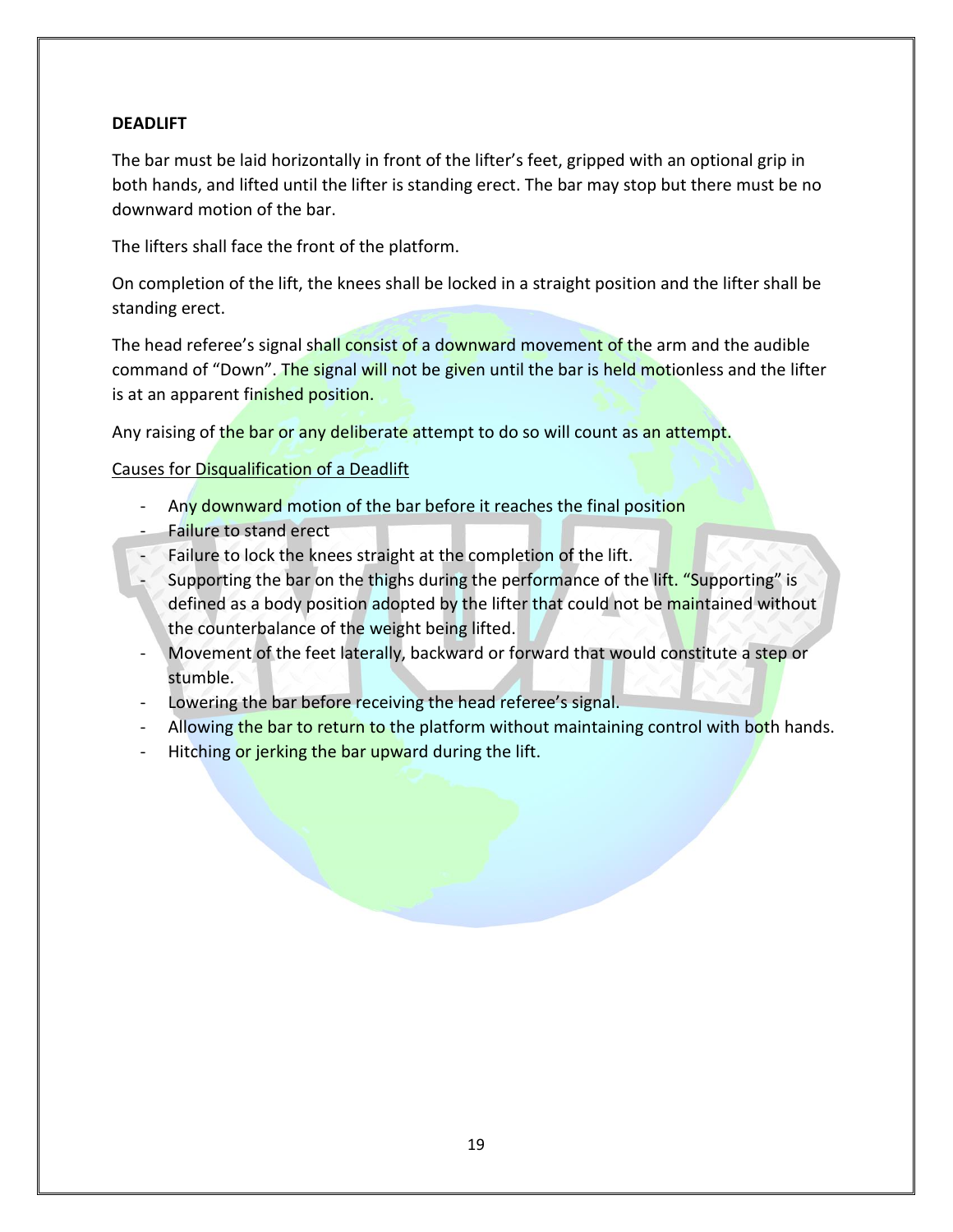## DEADLIFT

The bar must be laid horizontally in front of the lifter's feet, gripped with an optional grip in both hands, and lifted until the lifter is standing erect. The bar may stop but there must be no downward motion of the bar.

The lifters shall face the front of the platform.

On completion of the lift, the knees shall be locked in a straight position and the lifter shall be standing erect.

The head referee's signal shall consist of a downward movement of the arm and the audible command of "Down". The signal will not be given until the bar is held motionless and the lifter is at an apparent finished position.

Any raising of the bar or any deliberate attempt to do so will count as an attempt.

<u>Causes for Disqualification of a Deadlift</u>

- Any downward motion of the bar before it reaches the final position
- Failure to stand erect
- Failure to lock the knees straight at the completion of the lift.
- Supporting the bar on the thighs during the performance of the lift. "Supporting" is defined as a body position adopted by the lifter that could not be maintained without the counterbalance of the weight being lifted.
- Movement of the feet laterally, backward or forward that would constitute a step or stumble.
- Lowering the bar before receiving the head referee's signal.
- Allowing the bar to return to the platform without maintaining control with both hands.
- Hitching or jerking the bar upward during the lift.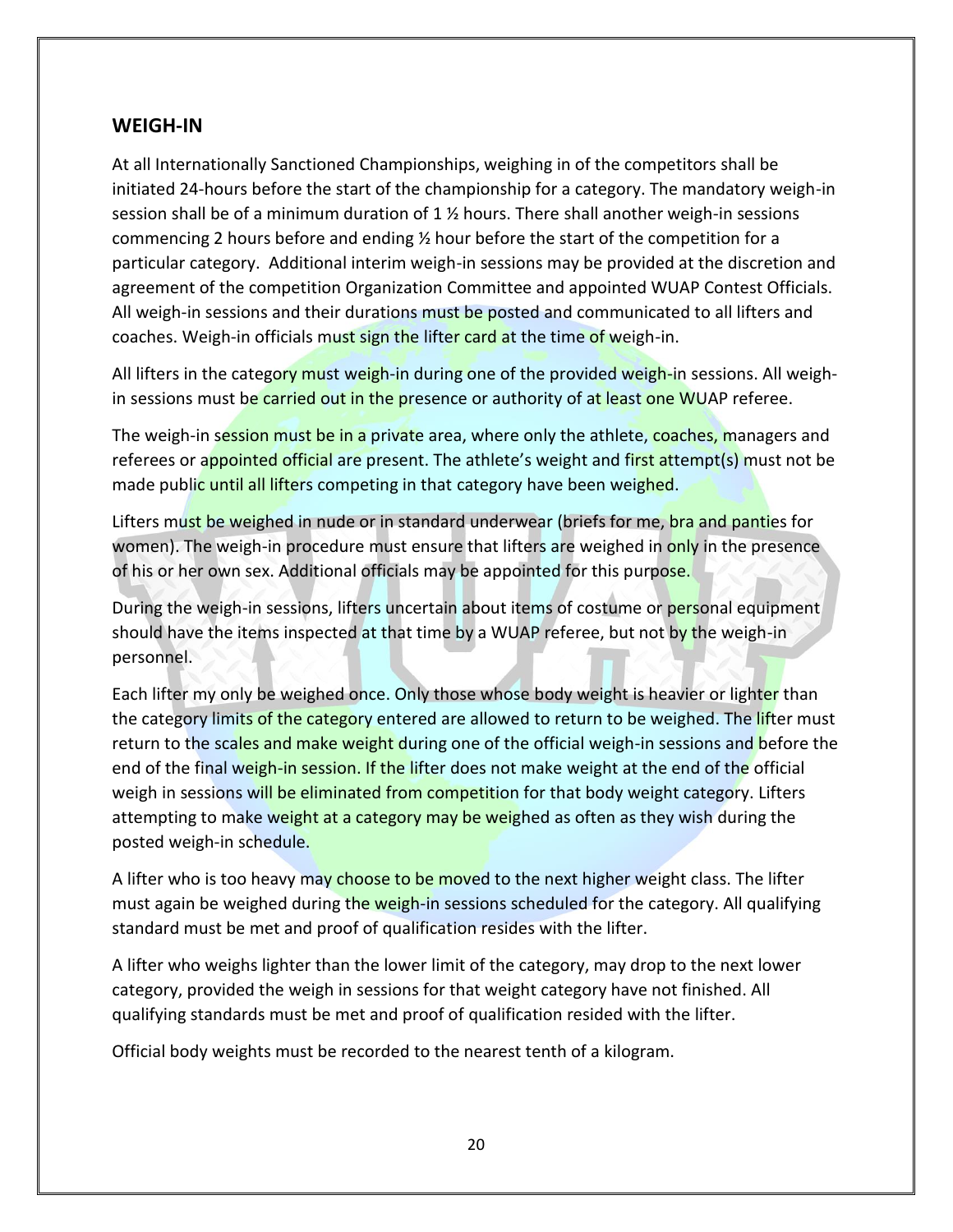## WEIGH-IN

At all Internationally Sanctioned Championships, weighing in of the competitors shall be initiated 24-hours before the start of the championship for a category. The mandatory weigh-in session shall be of a minimum duration of 1 ½ hours. There shall another weigh-in sessions commencing 2 hours before and ending ½ hour before the start of the competition for a particular category. Additional interim weigh-in sessions may be provided at the discretion and agreement of the competition Organization Committee and appointed WUAP Contest Officials. All weigh-in sessions and their durations must be posted and communicated to all lifters and coaches. Weigh-in officials must sign the lifter card at the time of weigh-in.

All lifters in the category must weigh-in during one of the provided weigh-in sessions. All weigh-in sessions must be carried out in the presence or authority of at least one WUAP referee.

The weigh-in session must be in a private area, where only the athlete, coaches, managers and referees or appointed official are present. The athlete's weight and first attempt(s) must not be made public until all lifters competing in that category have been weighed.

Lifters must be weighed in nude or in standard underwear (briefs for me, bra and panties for women). The weigh-in procedure must ensure that lifters are weighed in only in the presence of his or her own sex. Additional officials may be appointed for this purpose.

During the weigh-in sessions, lifters uncertain about items of costume or personal equipment should have the items inspected at that time by a WUAP referee, but not by the weigh-in personnel.

Each lifter my only be weighed once. Only those whose body weight is heavier or lighter than the category limits of the category entered are allowed to return to be weighed. The lifter must return to the scales and make weight during one of the official weigh-in sessions and before the end of the final weigh-in session. If the lifter does not make weight at the end of the official weigh in sessions will be eliminated from competition for that body weight category. Lifters attempting to make weight at a category may be weighed as often as they wish during the posted weigh-in schedule.

A lifter who is too heavy may choose to be moved to the next higher weight class. The lifter must again be weighed during the weigh-in sessions scheduled for the category. All qualifying standard must be met and proof of qualification resides with the lifter.

A lifter who weighs lighter than the lower limit of the category, may drop to the next lower category, provided the weigh in sessions for that weight category have not finished. All qualifying standards must be met and proof of qualification resided with the lifter.

Official body weights must be recorded to the nearest tenth of a kilogram.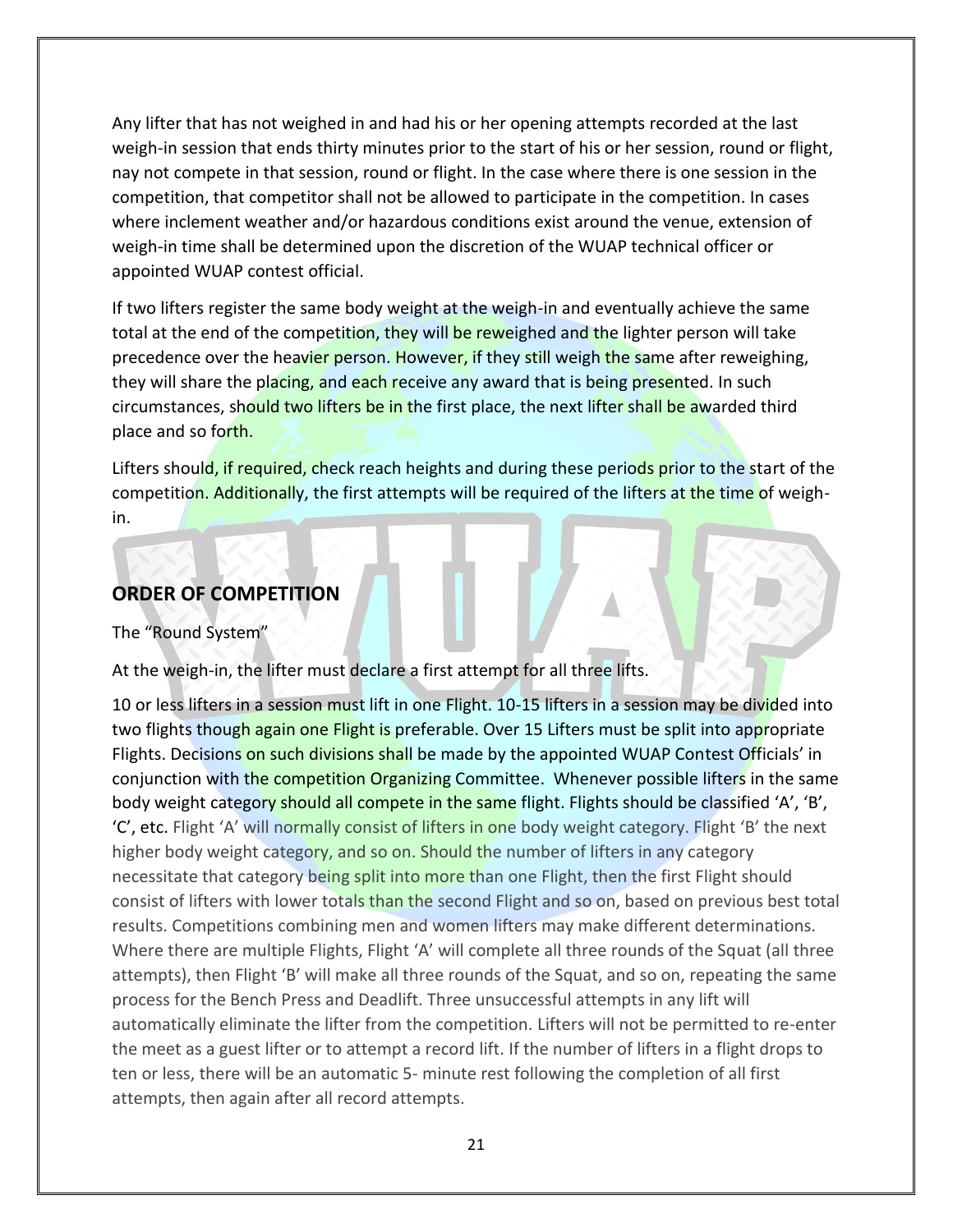Any lifter that has not weighed in and had his or her opening attempts recorded at the last weigh-in session that ends thirty minutes prior to the start of his or her session, round or flight, nay not compete in that session, round or flight. In the case where there is one session in the competition, that competitor shall not be allowed to participate in the competition. In cases where inclement weather and/or hazardous conditions exist around the venue, extension of weigh-in time shall be determined upon the discretion of the WUAP technical officer or appointed WUAP contest official.

If two lifters register the same body weight at the weigh-in and eventually achieve the same total at the end of the competition, they will be reweighed and the lighter person will take precedence over the heavier person. However, if they still weigh the same after reweighing, they will share the placing, and each receive any award that is being presented. In such circumstances, should two lifters be in the first place, the next lifter shall be awarded third place and so forth.

Lifters should, if required, check reach heights and during these periods prior to the start of the competition. Additionally, the first attempts will be required of the lifters at the time of weigh-in.

## ORDER OF COMPETITION

The "Round System"

At the weigh-in, the lifter must declare a first attempt for all three lifts.

10 or less lifters in a session must lift in one Flight. 10-15 lifters in a session may be divided into two flights though again one Flight is preferable. Over 15 Lifters must be split into appropriate Flights. Decisions on such divisions shall be made by the appointed WUAP Contest Officials' in conjunction with the competition Organizing Committee. Whenever possible lifters in the same body weight category should all compete in the same flight. Flights should be classified 'A', 'B', 'C', etc. Flight 'A' will normally consist of lifters in one body weight category. Flight 'B' the next higher body weight category, and so on. Should the number of lifters in any category necessitate that category being split into more than one Flight, then the first Flight should consist of lifters with lower totals than the second Flight and so on, based on previous best total results. Competitions combining men and women lifters may make different determinations. Where there are multiple Flights, Flight 'A' will complete all three rounds of the Squat (all three attempts), then Flight 'B' will make all three rounds of the Squat, and so on, repeating the same process for the Bench Press and Deadlift. Three unsuccessful attempts in any lift will automatically eliminate the lifter from the competition. Lifters will not be permitted to re-enter the meet as a guest lifter or to attempt a record lift. If the number of lifters in a flight drops to ten or less, there will be an automatic 5- minute rest following the completion of all first attempts, then again after all record attempts.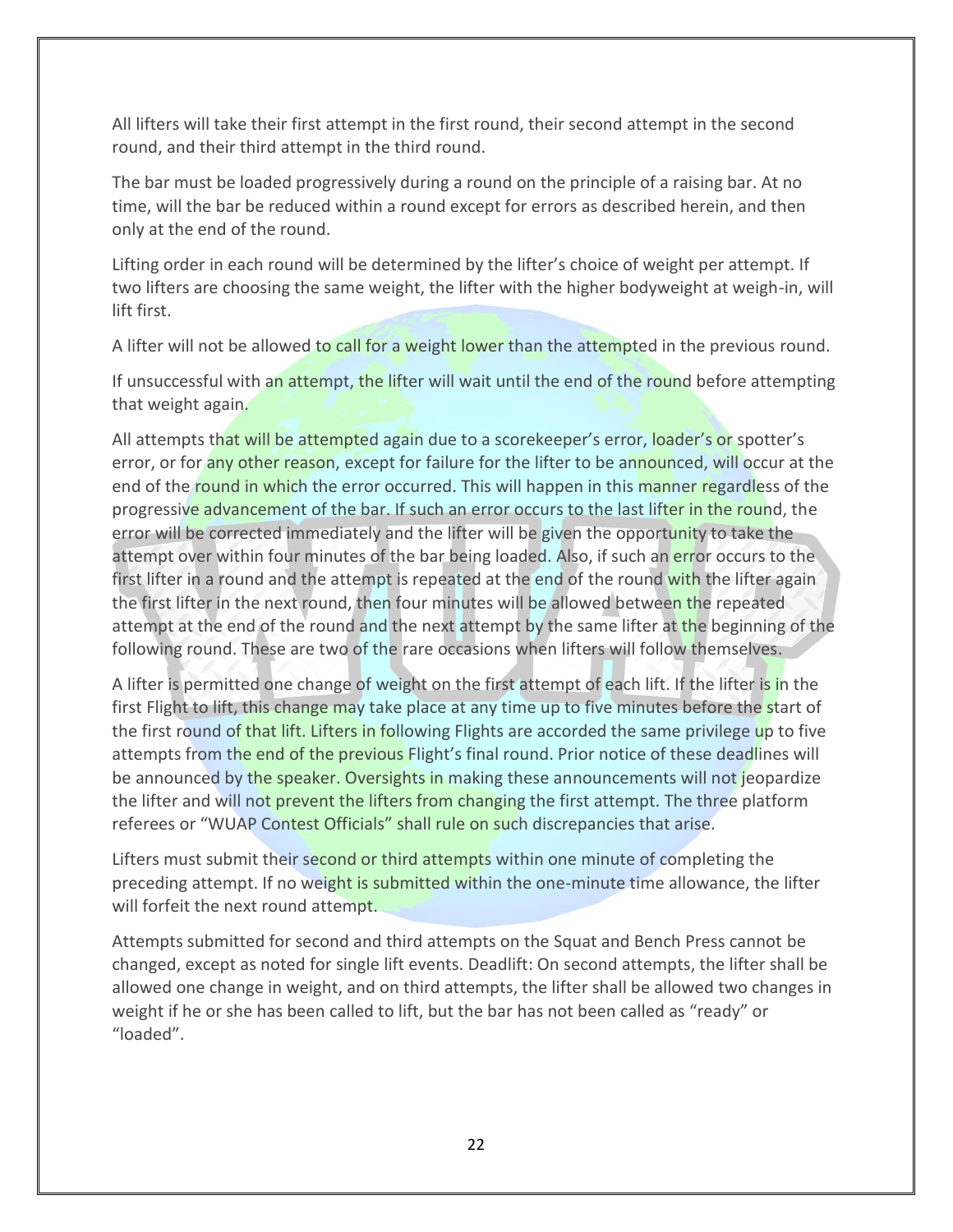All lifters will take their first attempt in the first round, their second attempt in the second round, and their third attempt in the third round.

The bar must be loaded progressively during a round on the principle of a raising bar. At no time, will the bar be reduced within a round except for errors as described herein, and then only at the end of the round.

Lifting order in each round will be determined by the lifter's choice of weight per attempt. If two lifters are choosing the same weight, the lifter with the higher bodyweight at weigh-in, will lift first.

A lifter will not be allowed to call for a weight lower than the attempted in the previous round.

If unsuccessful with an attempt, the lifter will wait until the end of the round before attempting that weight again.

All attempts that will be attempted again due to a scorekeeper's error, loader's or spotter's error, or for any other reason, except for failure for the lifter to be announced, will occur at the end of the round in which the error occurred. This will happen in this manner regardless of the progressive advancement of the bar. If such an error occurs to the last lifter in the round, the error will be corrected immediately and the lifter will be given the opportunity to take the attempt over within four minutes of the bar being loaded. Also, if such an error occurs to the first lifter in a round and the attempt is repeated at the end of the round with the lifter again the first lifter in the next round, then four minutes will be allowed between the repeated attempt at the end of the round and the next attempt by the same lifter at the beginning of the following round. These are two of the rare occasions when lifters will follow themselves.

A lifter is permitted one change of weight on the first attempt of each lift. If the lifter is in the first Flight to lift, this change may take place at any time up to five minutes before the start of the first round of that lift. Lifters in following Flights are accorded the same privilege up to five attempts from the end of the previous Flight's final round. Prior notice of these deadlines will be announced by the speaker. Oversights in making these announcements will not jeopardize the lifter and will not prevent the lifters from changing the first attempt. The three platform referees or "WUAP Contest Officials" shall rule on such discrepancies that arise.

Lifters must submit their second or third attempts within one minute of completing the preceding attempt. If no weight is submitted within the one-minute time allowance, the lifter will forfeit the next round attempt.

Attempts submitted for second and third attempts on the Squat and Bench Press cannot be changed, except as noted for single lift events. Deadlift: On second attempts, the lifter shall be allowed one change in weight, and on third attempts, the lifter shall be allowed two changes in weight if he or she has been called to lift, but the bar has not been called as "ready" or "loaded".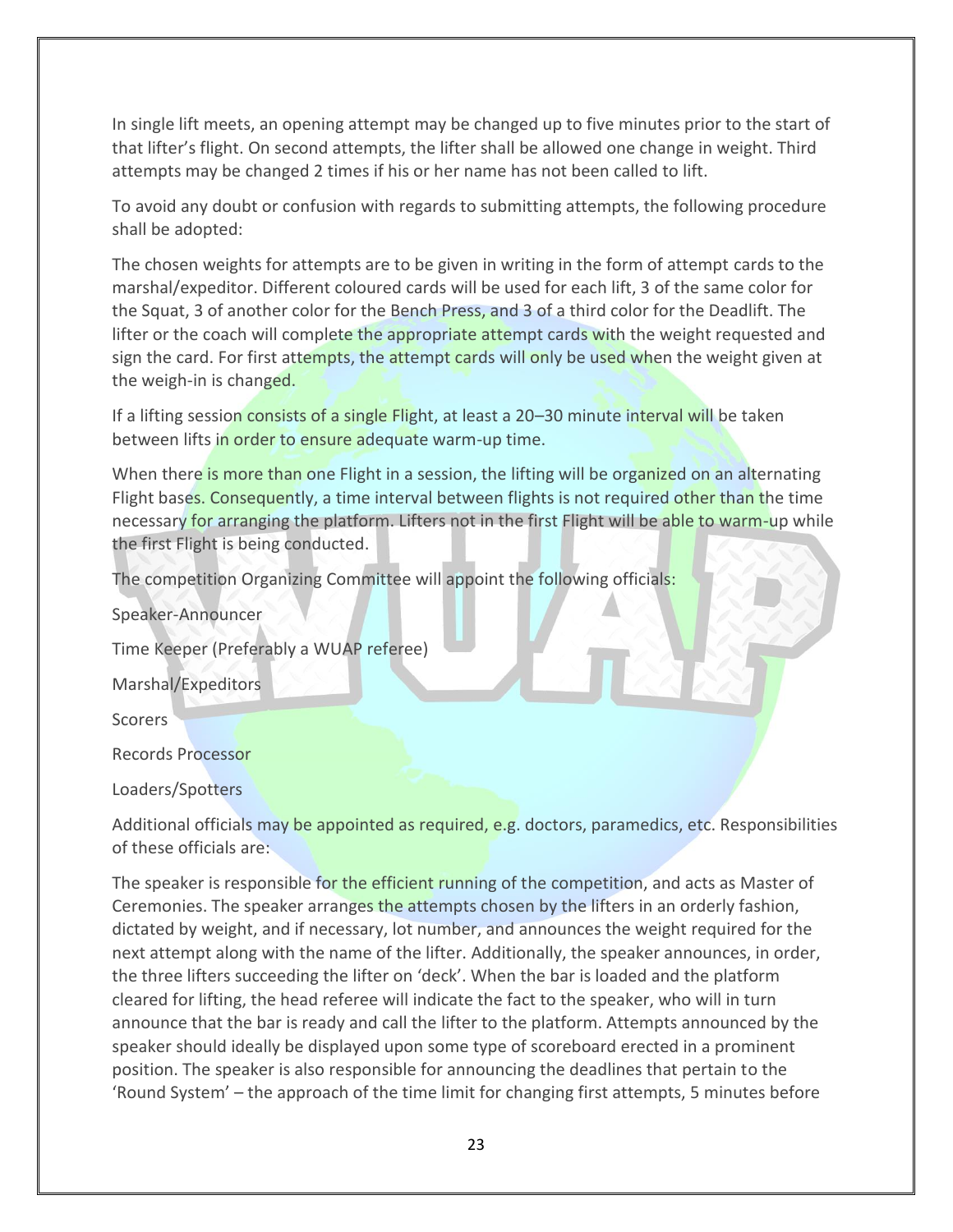In single lift meets, an opening attempt may be changed up to five minutes prior to the start of that lifter's flight. On second attempts, the lifter shall be allowed one change in weight. Third attempts may be changed 2 times if his or her name has not been called to lift.

To avoid any doubt or confusion with regards to submitting attempts, the following procedure shall be adopted:

The chosen weights for attempts are to be given in writing in the form of attempt cards to the marshal/expeditor. Different coloured cards will be used for each lift, 3 of the same color for the Squat, 3 of another color for the Bench Press, and 3 of a third color for the Deadlift. The lifter or the coach will complete the appropriate attempt cards with the weight requested and sign the card. For first attempts, the attempt cards will only be used when the weight given at the weigh-in is changed.

If a lifting session consists of a single Flight, at least a 20–30 minute interval will be taken between lifts in order to ensure adequate warm-up time.

When there is more than one Flight in a session, the lifting will be organized on an alternating Flight bases. Consequently, a time interval between flights is not required other than the time necessary for arranging the platform. Lifters not in the first Flight will be able to warm-up while the first Flight is being conducted.

The competition Organizing Committee will appoint the following officials:

Speaker-Announcer

Time Keeper (Preferably a WUAP referee)

Marshal/Expeditors

Scorers

Records Processor

Loaders/Spotters

Additional officials may be appointed as required, e.g. doctors, paramedics, etc. Responsibilities of these officials are:

The speaker is responsible for the efficient running of the competition, and acts as Master of Ceremonies. The speaker arranges the attempts chosen by the lifters in an orderly fashion, dictated by weight, and if necessary, lot number, and announces the weight required for the next attempt along with the name of the lifter. Additionally, the speaker announces, in order, the three lifters succeeding the lifter on 'deck'. When the bar is loaded and the platform cleared for lifting, the head referee will indicate the fact to the speaker, who will in turn announce that the bar is ready and call the lifter to the platform. Attempts announced by the speaker should ideally be displayed upon some type of scoreboard erected in a prominent position. The speaker is also responsible for announcing the deadlines that pertain to the 'Round System' – the approach of the time limit for changing first attempts, 5 minutes before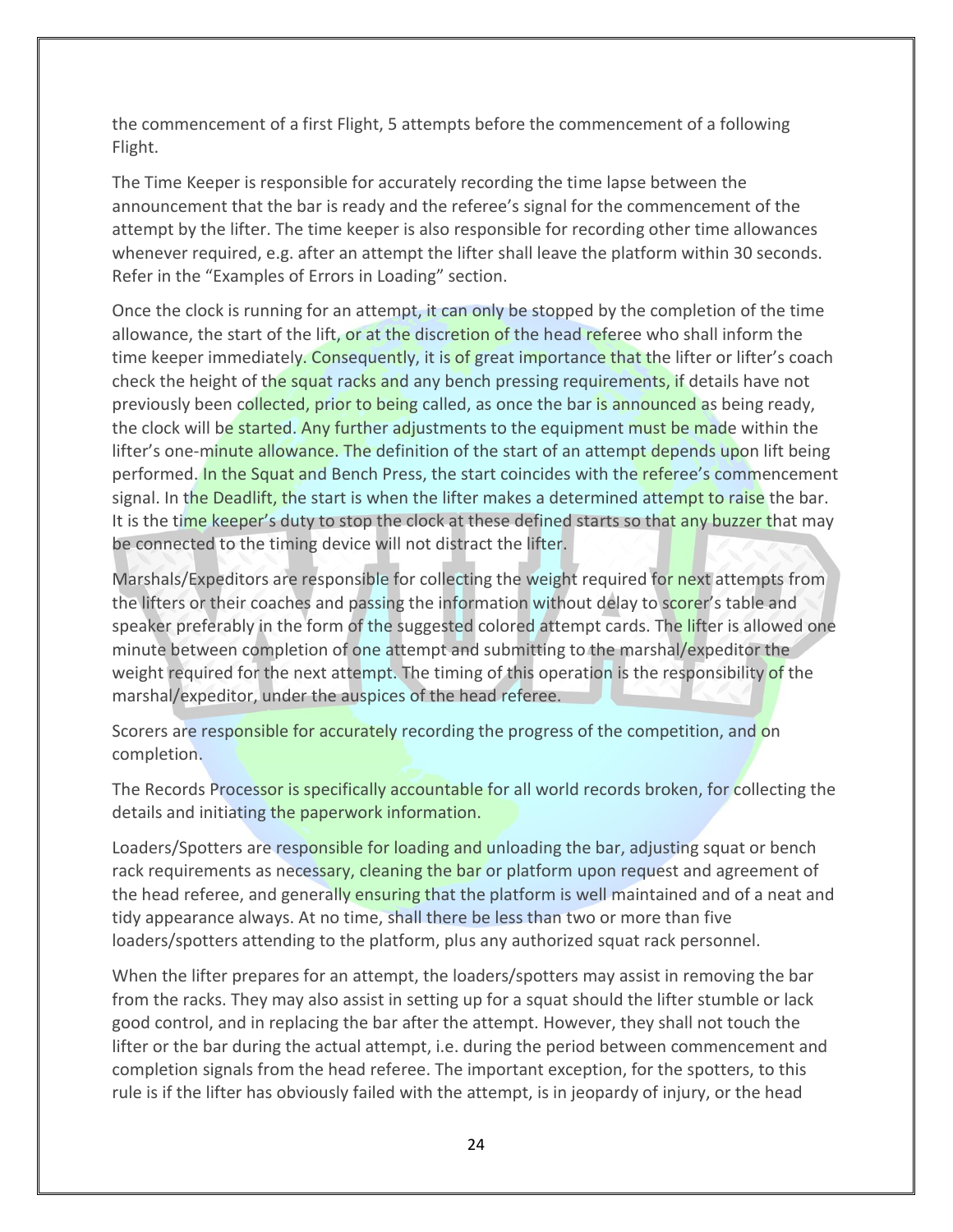the commencement of a first Flight, 5 attempts before the commencement of a following Flight.

The Time Keeper is responsible for accurately recording the time lapse between the announcement that the bar is ready and the referee's signal for the commencement of the attempt by the lifter. The time keeper is also responsible for recording other time allowances whenever required, e.g. after an attempt the lifter shall leave the platform within 30 seconds. Refer in the "Examples of Errors in Loading" section.

Once the clock is running for an attempt, it can only be stopped by the completion of the time allowance, the start of the lift, or at the discretion of the head referee who shall inform the time keeper immediately. Consequently, it is of great importance that the lifter or lifter's coach check the height of the squat racks and any bench pressing requirements, if details have not previously been collected, prior to being called, as once the bar is announced as being ready, the clock will be started. Any further adjustments to the equipment must be made within the lifter's one-minute allowance. The definition of the start of an attempt depends upon lift being performed. In the Squat and Bench Press, the start coincides with the referee's commencement signal. In the Deadlift, the start is when the lifter makes a determined attempt to raise the bar. It is the time keeper's duty to stop the clock at these defined starts so that any buzzer that may be connected to the timing device will not distract the lifter.

Marshals/Expeditors are responsible for collecting the weight required for next attempts from the lifters or their coaches and passing the information without delay to scorer's table and speaker preferably in the form of the suggested colored attempt cards. The lifter is allowed one minute between completion of one attempt and submitting to the marshal/expeditor the weight required for the next attempt. The timing of this operation is the responsibility of the marshal/expeditor, under the auspices of the head referee.

Scorers are responsible for accurately recording the progress of the competition, and on completion.

The Records Processor is specifically accountable for all world records broken, for collecting the details and initiating the paperwork information.

Loaders/Spotters are responsible for loading and unloading the bar, adjusting squat or bench rack requirements as necessary, cleaning the bar or platform upon request and agreement of the head referee, and generally ensuring that the platform is well maintained and of a neat and tidy appearance always. At no time, shall there be less than two or more than five loaders/spotters attending to the platform, plus any authorized squat rack personnel.

When the lifter prepares for an attempt, the loaders/spotters may assist in removing the bar from the racks. They may also assist in setting up for a squat should the lifter stumble or lack good control, and in replacing the bar after the attempt. However, they shall not touch the lifter or the bar during the actual attempt, i.e. during the period between commencement and completion signals from the head referee. The important exception, for the spotters, to this rule is if the lifter has obviously failed with the attempt, is in jeopardy of injury, or the head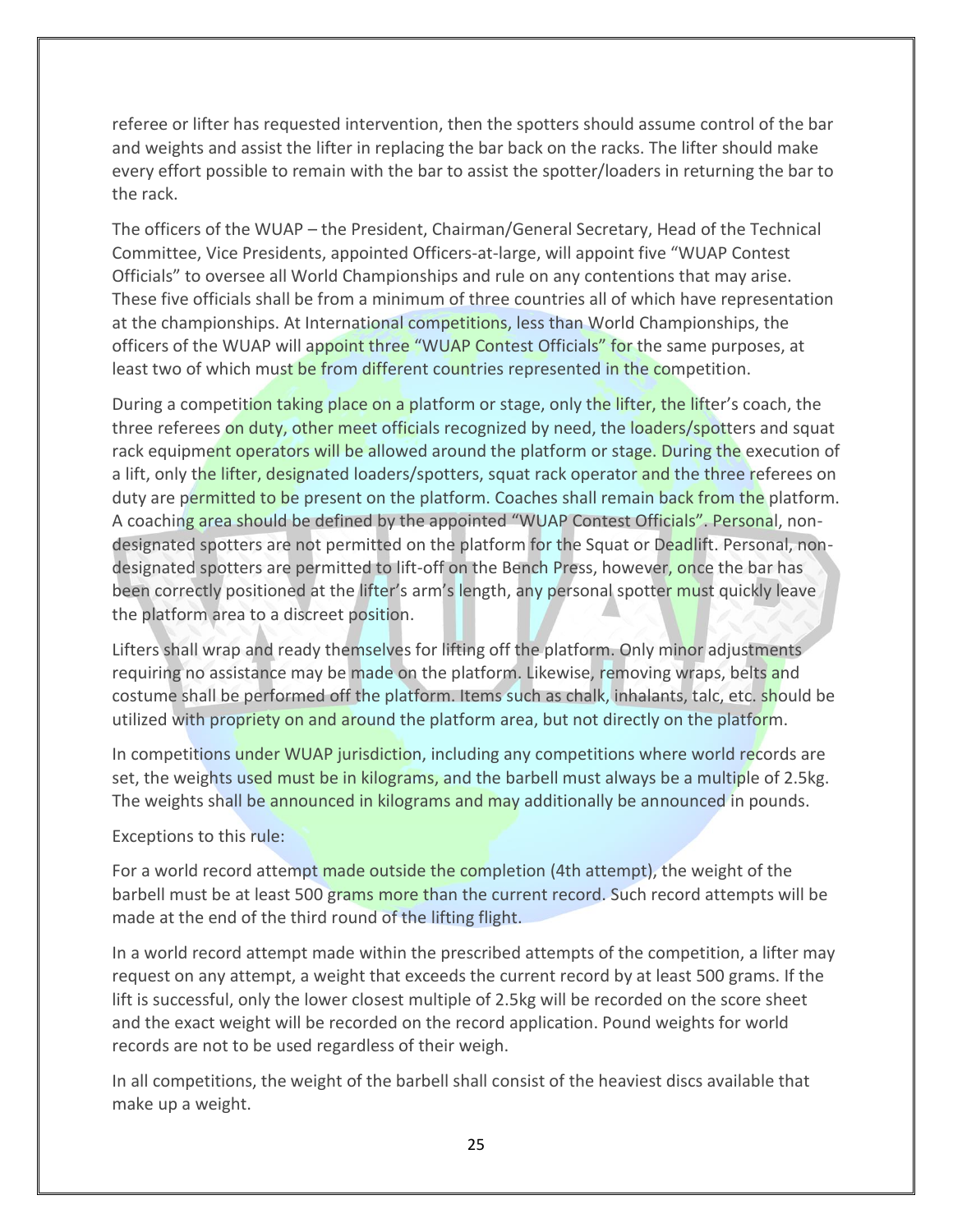referee or lifter has requested intervention, then the spotters should assume control of the bar and weights and assist the lifter in replacing the bar back on the racks. The lifter should make every effort possible to remain with the bar to assist the spotter/loaders in returning the bar to the rack.

The officers of the WUAP – the President, Chairman/General Secretary, Head of the Technical Committee, Vice Presidents, appointed Officers-at-large, will appoint five "WUAP Contest Officials" to oversee all World Championships and rule on any contentions that may arise. These five officials shall be from a minimum of three countries all of which have representation at the championships. At International competitions, less than World Championships, the officers of the WUAP will appoint three "WUAP Contest Officials" for the same purposes, at least two of which must be from different countries represented in the competition.

During a competition taking place on a platform or stage, only the lifter, the lifter's coach, the three referees on duty, other meet officials recognized by need, the loaders/spotters and squat rack equipment operators will be allowed around the platform or stage. During the execution of a lift, only the lifter, designated loaders/spotters, squat rack operator and the three referees on duty are permitted to be present on the platform. Coaches shall remain back from the platform. A coaching area should be defined by the appointed "WUAP Contest Officials". Personal, non-designated spotters are not permitted on the platform for the Squat or Deadlift. Personal, non-designated spotters are permitted to lift-off on the Bench Press, however, once the bar has been correctly positioned at the lifter's arm's length, any personal spotter must quickly leave the platform area to a discreet position.

Lifters shall wrap and ready themselves for lifting off the platform. Only minor adjustments requiring no assistance may be made on the platform. Likewise, removing wraps, belts and costume shall be performed off the platform. Items such as chalk, inhalants, talc, etc. should be utilized with propriety on and around the platform area, but not directly on the platform.

In competitions under WUAP jurisdiction, including any competitions where world records are set, the weights used must be in kilograms, and the barbell must always be a multiple of 2.5kg. The weights shall be announced in kilograms and may additionally be announced in pounds.

Exceptions to this rule:

For a world record attempt made outside the completion (4th attempt), the weight of the barbell must be at least 500 grams more than the current record. Such record attempts will be made at the end of the third round of the lifting flight.

In a world record attempt made within the prescribed attempts of the competition, a lifter may request on any attempt, a weight that exceeds the current record by at least 500 grams. If the lift is successful, only the lower closest multiple of 2.5kg will be recorded on the score sheet and the exact weight will be recorded on the record application. Pound weights for world records are not to be used regardless of their weigh.

In all competitions, the weight of the barbell shall consist of the heaviest discs available that make up a weight.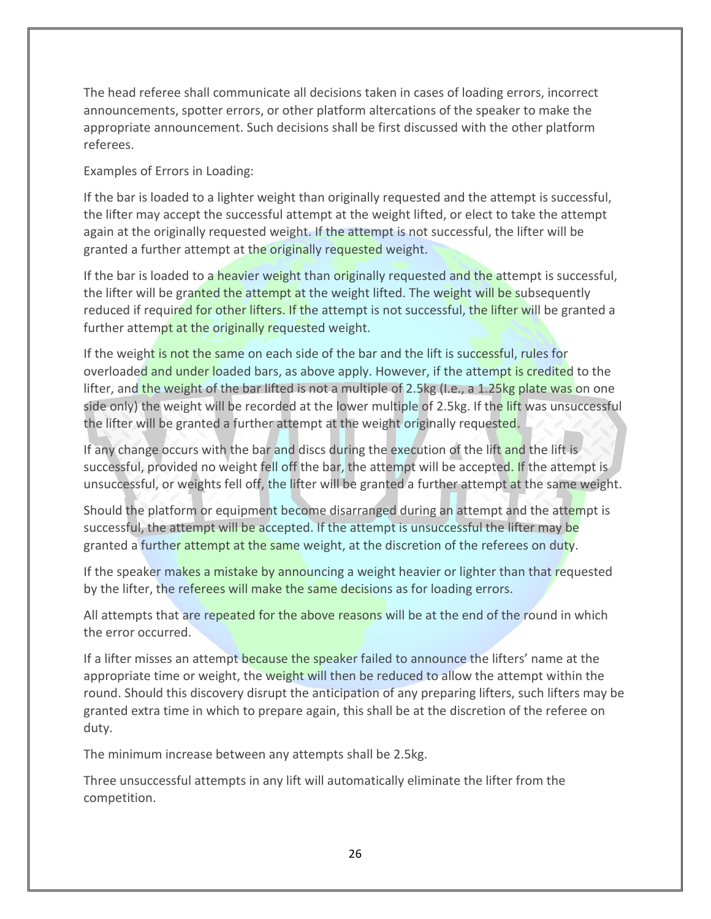The head referee shall communicate all decisions taken in cases of loading errors, incorrect announcements, spotter errors, or other platform altercations of the speaker to make the appropriate announcement. Such decisions shall be first discussed with the other platform referees.

Examples of Errors in Loading:

If the bar is loaded to a lighter weight than originally requested and the attempt is successful, the lifter may accept the successful attempt at the weight lifted, or elect to take the attempt again at the originally requested weight. If the attempt is not successful, the lifter will be granted a further attempt at the originally requested weight.

If the bar is loaded to a heavier weight than originally requested and the attempt is successful, the lifter will be granted the attempt at the weight lifted. The weight will be subsequently reduced if required for other lifters. If the attempt is not successful, the lifter will be granted a further attempt at the originally requested weight.

If the weight is not the same on each side of the bar and the lift is successful, rules for overloaded and under loaded bars, as above apply. However, if the attempt is credited to the lifter, and the weight of the bar lifted is not a multiple of 2.5kg (I.e., a 1.25kg plate was on one side only) the weight will be recorded at the lower multiple of 2.5kg. If the lift was unsuccessful the lifter will be granted a further attempt at the weight originally requested.

If any change occurs with the bar and discs during the execution of the lift and the lift is successful, provided no weight fell off the bar, the attempt will be accepted. If the attempt is unsuccessful, or weights fell off, the lifter will be granted a further attempt at the same weight.

Should the platform or equipment become disarranged during an attempt and the attempt is successful, the attempt will be accepted. If the attempt is unsuccessful the lifter may be granted a further attempt at the same weight, at the discretion of the referees on duty.

If the speaker makes a mistake by announcing a weight heavier or lighter than that requested by the lifter, the referees will make the same decisions as for loading errors.

All attempts that are repeated for the above reasons will be at the end of the round in which the error occurred.

If a lifter misses an attempt because the speaker failed to announce the lifters' name at the appropriate time or weight, the weight will then be reduced to allow the attempt within the round. Should this discovery disrupt the anticipation of any preparing lifters, such lifters may be granted extra time in which to prepare again, this shall be at the discretion of the referee on duty.

The minimum increase between any attempts shall be 2.5kg.

Three unsuccessful attempts in any lift will automatically eliminate the lifter from the competition.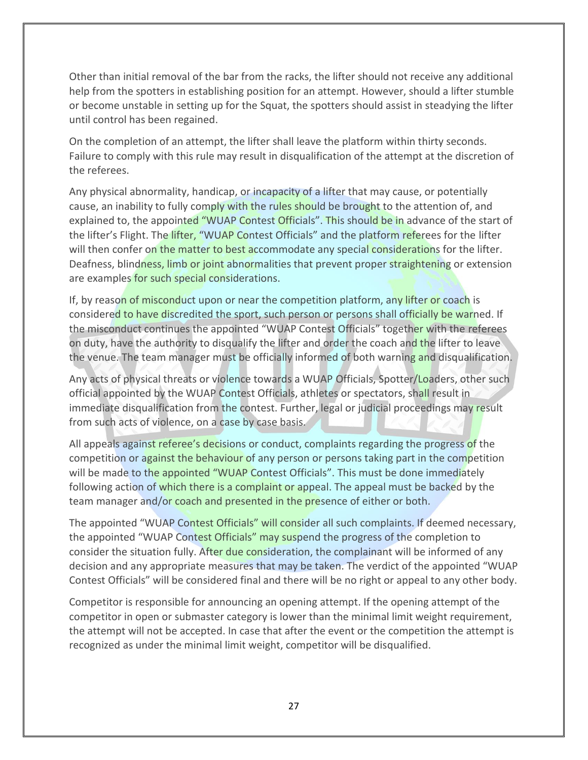Other than initial removal of the bar from the racks, the lifter should not receive any additional help from the spotters in establishing position for an attempt. However, should a lifter stumble or become unstable in setting up for the Squat, the spotters should assist in steadying the lifter until control has been regained.

On the completion of an attempt, the lifter shall leave the platform within thirty seconds. Failure to comply with this rule may result in disqualification of the attempt at the discretion of the referees.

Any physical abnormality, handicap, or incapacity of a lifter that may cause, or potentially cause, an inability to fully comply with the rules should be brought to the attention of, and explained to, the appointed "WUAP Contest Officials". This should be in advance of the start of the lifter's Flight. The lifter, "WUAP Contest Officials" and the platform referees for the lifter will then confer on the matter to best accommodate any special considerations for the lifter. Deafness, blindness, limb or joint abnormalities that prevent proper straightening or extension are examples for such special considerations.

If, by reason of misconduct upon or near the competition platform, any lifter or coach is considered to have discredited the sport, such person or persons shall officially be warned. If the misconduct continues the appointed "WUAP Contest Officials" together with the referees on duty, have the authority to disqualify the lifter and order the coach and the lifter to leave the venue. The team manager must be officially informed of both warning and disqualification.

Any acts of physical threats or violence towards a WUAP Officials, Spotter/Loaders, other such official appointed by the WUAP Contest Officials, athletes or spectators, shall result in immediate disqualification from the contest. Further, legal or judicial proceedings may result from such acts of violence, on a case by case basis.

All appeals against referee's decisions or conduct, complaints regarding the progress of the competition or against the behaviour of any person or persons taking part in the competition will be made to the appointed "WUAP Contest Officials". This must be done immediately following action of which there is a complaint or appeal. The appeal must be backed by the team manager and/or coach and presented in the presence of either or both.

The appointed "WUAP Contest Officials" will consider all such complaints. If deemed necessary, the appointed "WUAP Contest Officials" may suspend the progress of the completion to consider the situation fully. After due consideration, the complainant will be informed of any decision and any appropriate measures that may be taken. The verdict of the appointed "WUAP Contest Officials" will be considered final and there will be no right or appeal to any other body.

Competitor is responsible for announcing an opening attempt. If the opening attempt of the competitor in open or submaster category is lower than the minimal limit weight requirement, the attempt will not be accepted. In case that after the event or the competition the attempt is recognized as under the minimal limit weight, competitor will be disqualified.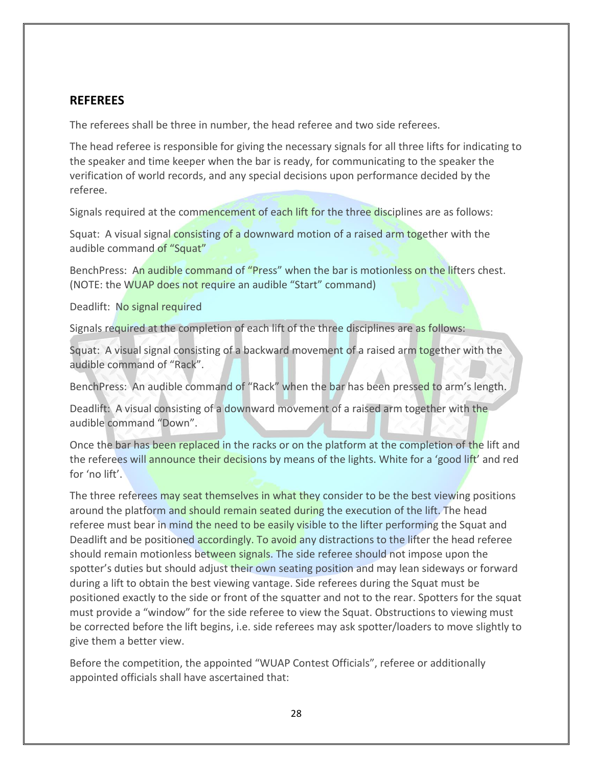## REFEREES

The referees shall be three in number, the head referee and two side referees.

The head referee is responsible for giving the necessary signals for all three lifts for indicating to the speaker and time keeper when the bar is ready, for communicating to the speaker the verification of world records, and any special decisions upon performance decided by the referee.

Signals required at the commencement of each lift for the three disciplines are as follows:

Squat: A visual signal consisting of a downward motion of a raised arm together with the audible command of "Squat"

BenchPress: An audible command of "Press" when the bar is motionless on the lifters chest. (NOTE: the WUAP does not require an audible "Start" command)

Deadlift: No signal required

Signals required at the completion of each lift of the three disciplines are as follows:

Squat: A visual signal consisting of a backward movement of a raised arm together with the audible command of "Rack".

BenchPress: An audible command of "Rack" when the bar has been pressed to arm's length.

Deadlift: A visual consisting of a downward movement of a raised arm together with the audible command "Down".

Once the bar has been replaced in the racks or on the platform at the completion of the lift and the referees will announce their decisions by means of the lights. White for a 'good lift' and red for 'no lift'.

The three referees may seat themselves in what they consider to be the best viewing positions around the platform and should remain seated during the execution of the lift. The head referee must bear in mind the need to be easily visible to the lifter performing the Squat and Deadlift and be positioned accordingly. To avoid any distractions to the lifter the head referee should remain motionless between signals. The side referee should not impose upon the spotter's duties but should adjust their own seating position and may lean sideways or forward during a lift to obtain the best viewing vantage. Side referees during the Squat must be positioned exactly to the side or front of the squatter and not to the rear. Spotters for the squat must provide a "window" for the side referee to view the Squat. Obstructions to viewing must be corrected before the lift begins, i.e. side referees may ask spotter/loaders to move slightly to give them a better view.

Before the competition, the appointed "WUAP Contest Officials", referee or additionally appointed officials shall have ascertained that: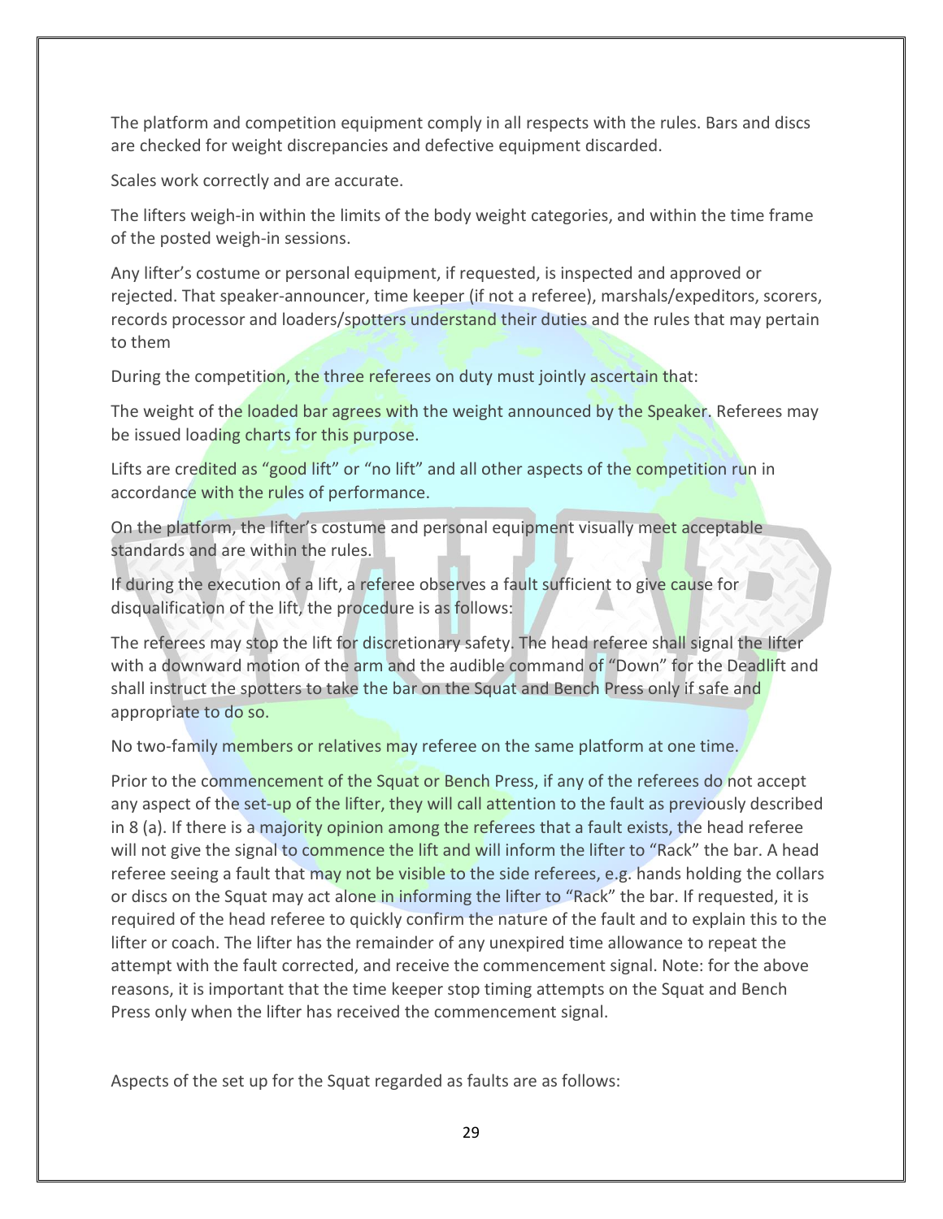The platform and competition equipment comply in all respects with the rules. Bars and discs are checked for weight discrepancies and defective equipment discarded.

Scales work correctly and are accurate.

The lifters weigh-in within the limits of the body weight categories, and within the time frame of the posted weigh-in sessions.

Any lifter's costume or personal equipment, if requested, is inspected and approved or rejected. That speaker-announcer, time keeper (if not a referee), marshals/expeditors, scorers, records processor and loaders/spotters understand their duties and the rules that may pertain to them

During the competition, the three referees on duty must jointly ascertain that:

The weight of the loaded bar agrees with the weight announced by the Speaker. Referees may be issued loading charts for this purpose.

Lifts are credited as "good lift" or "no lift" and all other aspects of the competition run in accordance with the rules of performance.

On the platform, the lifter's costume and personal equipment visually meet acceptable standards and are within the rules.

If during the execution of a lift, a referee observes a fault sufficient to give cause for disqualification of the lift, the procedure is as follows:

The referees may stop the lift for discretionary safety. The head referee shall signal the lifter with a downward motion of the arm and the audible command of "Down" for the Deadlift and shall instruct the spotters to take the bar on the Squat and Bench Press only if safe and appropriate to do so.

No two-family members or relatives may referee on the same platform at one time.

Prior to the commencement of the Squat or Bench Press, if any of the referees do not accept any aspect of the set-up of the lifter, they will call attention to the fault as previously described in 8 (a). If there is a majority opinion among the referees that a fault exists, the head referee will not give the signal to commence the lift and will inform the lifter to "Rack" the bar. A head referee seeing a fault that may not be visible to the side referees, e.g. hands holding the collars or discs on the Squat may act alone in informing the lifter to "Rack" the bar. If requested, it is required of the head referee to quickly confirm the nature of the fault and to explain this to the lifter or coach. The lifter has the remainder of any unexpired time allowance to repeat the attempt with the fault corrected, and receive the commencement signal. Note: for the above reasons, it is important that the time keeper stop timing attempts on the Squat and Bench Press only when the lifter has received the commencement signal.

Aspects of the set up for the Squat regarded as faults are as follows: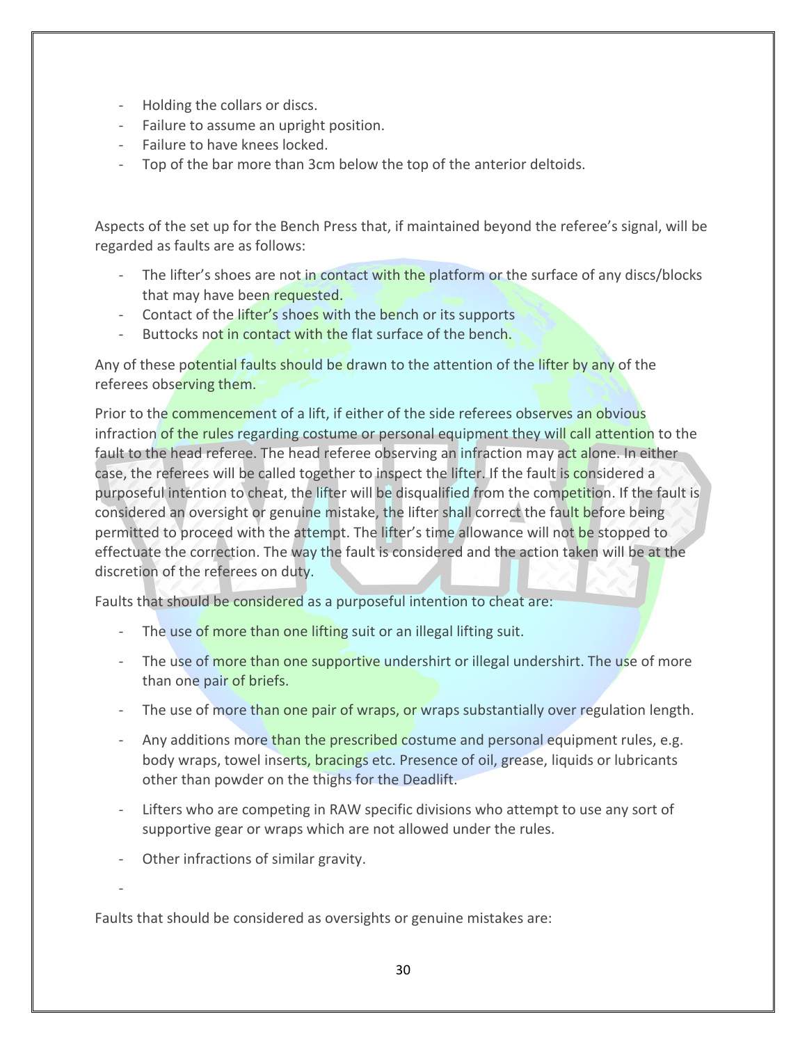- Holding the collars or discs.
- Failure to assume an upright position.
- Failure to have knees locked.
- Top of the bar more than 3cm below the top of the anterior deltoids.

Aspects of the set up for the Bench Press that, if maintained beyond the referee's signal, will be regarded as faults are as follows:

- The lifter's shoes are not in contact with the platform or the surface of any discs/blocks that may have been requested.
- Contact of the lifter's shoes with the bench or its supports
- Buttocks not in contact with the flat surface of the bench.

Any of these potential faults should be drawn to the attention of the lifter by any of the referees observing them.

Prior to the commencement of a lift, if either of the side referees observes an obvious infraction of the rules regarding costume or personal equipment they will call attention to the fault to the head referee. The head referee observing an infraction may act alone. In either case, the referees will be called together to inspect the lifter. If the fault is considered a purposeful intention to cheat, the lifter will be disqualified from the competition. If the fault is considered an oversight or genuine mistake, the lifter shall correct the fault before being permitted to proceed with the attempt. The lifter's time allowance will not be stopped to effectuate the correction. The way the fault is considered and the action taken will be at the discretion of the referees on duty.

Faults that should be considered as a purposeful intention to cheat are:

- The use of more than one lifting suit or an illegal lifting suit.
- The use of more than one supportive undershirt or illegal undershirt. The use of more than one pair of briefs.
- The use of more than one pair of wraps, or wraps substantially over regulation length.
- Any additions more than the prescribed costume and personal equipment rules, e.g. body wraps, towel inserts, bracings etc. Presence of oil, grease, liquids or lubricants other than powder on the thighs for the Deadlift.
- Lifters who are competing in RAW specific divisions who attempt to use any sort of supportive gear or wraps which are not allowed under the rules.
- Other infractions of similar gravity.

Faults that should be considered as oversights or genuine mistakes are: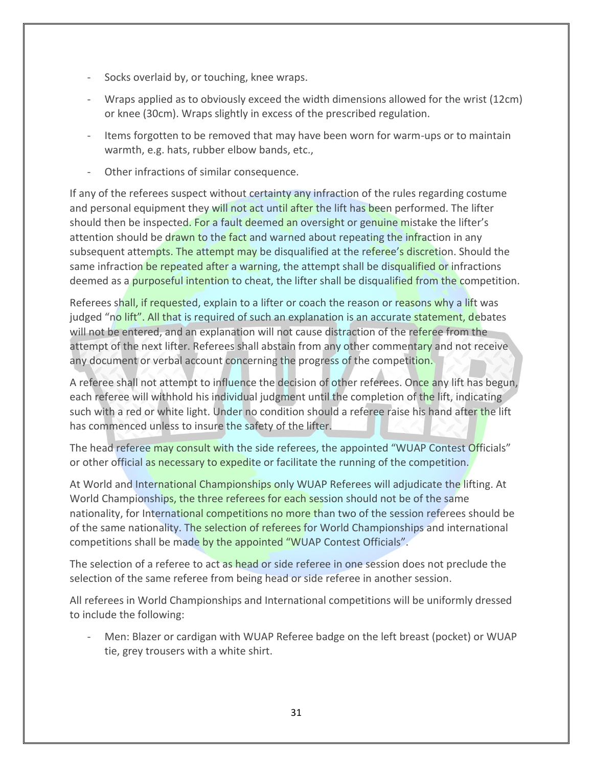- Socks overlaid by, or touching, knee wraps.
- Wraps applied as to obviously exceed the width dimensions allowed for the wrist (12cm) or knee (30cm). Wraps slightly in excess of the prescribed regulation.
- Items forgotten to be removed that may have been worn for warm-ups or to maintain warmth, e.g. hats, rubber elbow bands, etc.,
- Other infractions of similar consequence.

If any of the referees suspect without certainty any infraction of the rules regarding costume and personal equipment they will not act until after the lift has been performed. The lifter should then be inspected. For a fault deemed an oversight or genuine mistake the lifter's attention should be drawn to the fact and warned about repeating the infraction in any subsequent attempts. The attempt may be disqualified at the referee's discretion. Should the same infraction be repeated after a warning, the attempt shall be disqualified or infractions deemed as a purposeful intention to cheat, the lifter shall be disqualified from the competition.

Referees shall, if requested, explain to a lifter or coach the reason or reasons why a lift was judged "no lift". All that is required of such an explanation is an accurate statement, debates will not be entered, and an explanation will not cause distraction of the referee from the attempt of the next lifter. Referees shall abstain from any other commentary and not receive any document or verbal account concerning the progress of the competition.

A referee shall not attempt to influence the decision of other referees. Once any lift has begun, each referee will withhold his individual judgment until the completion of the lift, indicating such with a red or white light. Under no condition should a referee raise his hand after the lift has commenced unless to insure the safety of the lifter.

The head referee may consult with the side referees, the appointed "WUAP Contest Officials" or other official as necessary to expedite or facilitate the running of the competition.

At World and International Championships only WUAP Referees will adjudicate the lifting. At World Championships, the three referees for each session should not be of the same nationality, for International competitions no more than two of the session referees should be of the same nationality. The selection of referees for World Championships and international competitions shall be made by the appointed "WUAP Contest Officials".

The selection of a referee to act as head or side referee in one session does not preclude the selection of the same referee from being head or side referee in another session.

All referees in World Championships and International competitions will be uniformly dressed to include the following:

- Men: Blazer or cardigan with WUAP Referee badge on the left breast (pocket) or WUAP tie, grey trousers with a white shirt.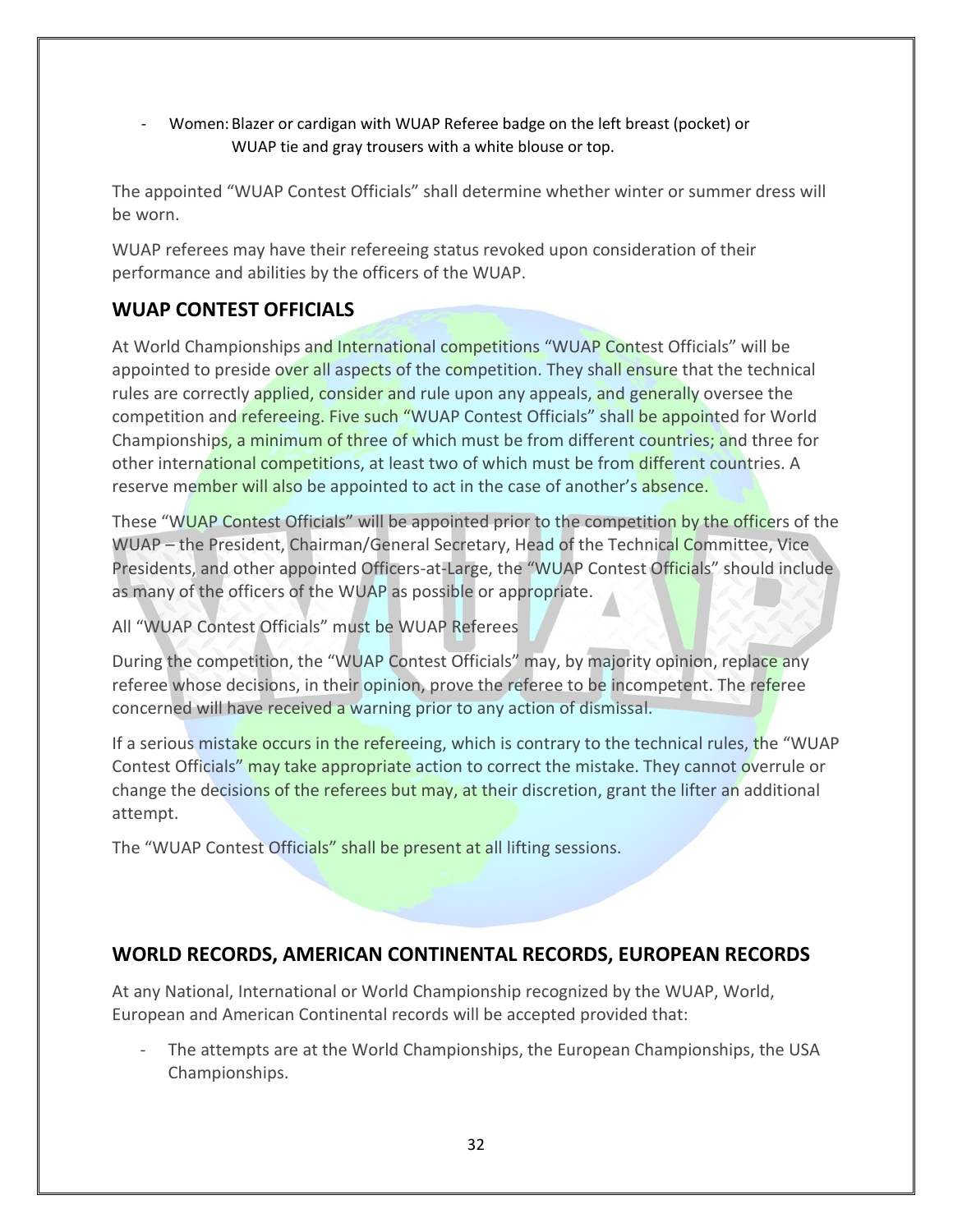- Women: Blazer or cardigan with WUAP Referee badge on the left breast (pocket) or WUAP tie and gray trousers with a white blouse or top.

The appointed "WUAP Contest Officials" shall determine whether winter or summer dress will be worn.

WUAP referees may have their refereeing status revoked upon consideration of their performance and abilities by the officers of the WUAP.

## WUAP CONTEST OFFICIALS

At World Championships and International competitions "WUAP Contest Officials" will be appointed to preside over all aspects of the competition. They shall ensure that the technical rules are correctly applied, consider and rule upon any appeals, and generally oversee the competition and refereeing. Five such "WUAP Contest Officials" shall be appointed for World Championships, a minimum of three of which must be from different countries; and three for other international competitions, at least two of which must be from different countries. A reserve member will also be appointed to act in the case of another's absence.

These "WUAP Contest Officials" will be appointed prior to the competition by the officers of the WUAP – the President, Chairman/General Secretary, Head of the Technical Committee, Vice Presidents, and other appointed Officers-at-Large, the "WUAP Contest Officials" should include as many of the officers of the WUAP as possible or appropriate.

All "WUAP Contest Officials" must be WUAP Referees

During the competition, the "WUAP Contest Officials" may, by majority opinion, replace any referee whose decisions, in their opinion, prove the referee to be incompetent. The referee concerned will have received a warning prior to any action of dismissal.

If a serious mistake occurs in the refereeing, which is contrary to the technical rules, the "WUAP Contest Officials" may take appropriate action to correct the mistake. They cannot overrule or change the decisions of the referees but may, at their discretion, grant the lifter an additional attempt.

The "WUAP Contest Officials" shall be present at all lifting sessions.

## WORLD RECORDS, AMERICAN CONTINENTAL RECORDS, EUROPEAN RECORDS

At any National, International or World Championship recognized by the WUAP, World, European and American Continental records will be accepted provided that:

- The attempts are at the World Championships, the European Championships, the USA Championships.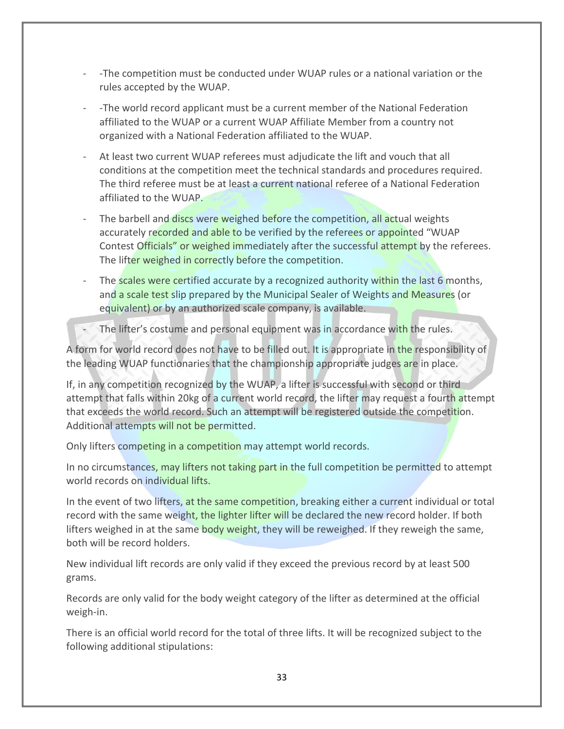- -The competition must be conducted under WUAP rules or a national variation or the rules accepted by the WUAP.
- -The world record applicant must be a current member of the National Federation affiliated to the WUAP or a current WUAP Affiliate Member from a country not organized with a National Federation affiliated to the WUAP.
- At least two current WUAP referees must adjudicate the lift and vouch that all conditions at the competition meet the technical standards and procedures required. The third referee must be at least a current national referee of a National Federation affiliated to the WUAP.
- The barbell and discs were weighed before the competition, all actual weights accurately recorded and able to be verified by the referees or appointed "WUAP Contest Officials" or weighed immediately after the successful attempt by the referees. The lifter weighed in correctly before the competition.
- The scales were certified accurate by a recognized authority within the last 6 months, and a scale test slip prepared by the Municipal Sealer of Weights and Measures (or equivalent) or by an authorized scale company, is available.
- The lifter's costume and personal equipment was in accordance with the rules.

A form for world record does not have to be filled out. It is appropriate in the responsibility of the leading WUAP functionaries that the championship appropriate judges are in place.

If, in any competition recognized by the WUAP, a lifter is successful with second or third attempt that falls within 20kg of a current world record, the lifter may request a fourth attempt that exceeds the world record. Such an attempt will be registered outside the competition. Additional attempts will not be permitted.

Only lifters competing in a competition may attempt world records.

In no circumstances, may lifters not taking part in the full competition be permitted to attempt world records on individual lifts.

In the event of two lifters, at the same competition, breaking either a current individual or total record with the same weight, the lighter lifter will be declared the new record holder. If both lifters weighed in at the same body weight, they will be reweighed. If they reweigh the same, both will be record holders.

New individual lift records are only valid if they exceed the previous record by at least 500 grams.

Records are only valid for the body weight category of the lifter as determined at the official weigh-in.

There is an official world record for the total of three lifts. It will be recognized subject to the following additional stipulations: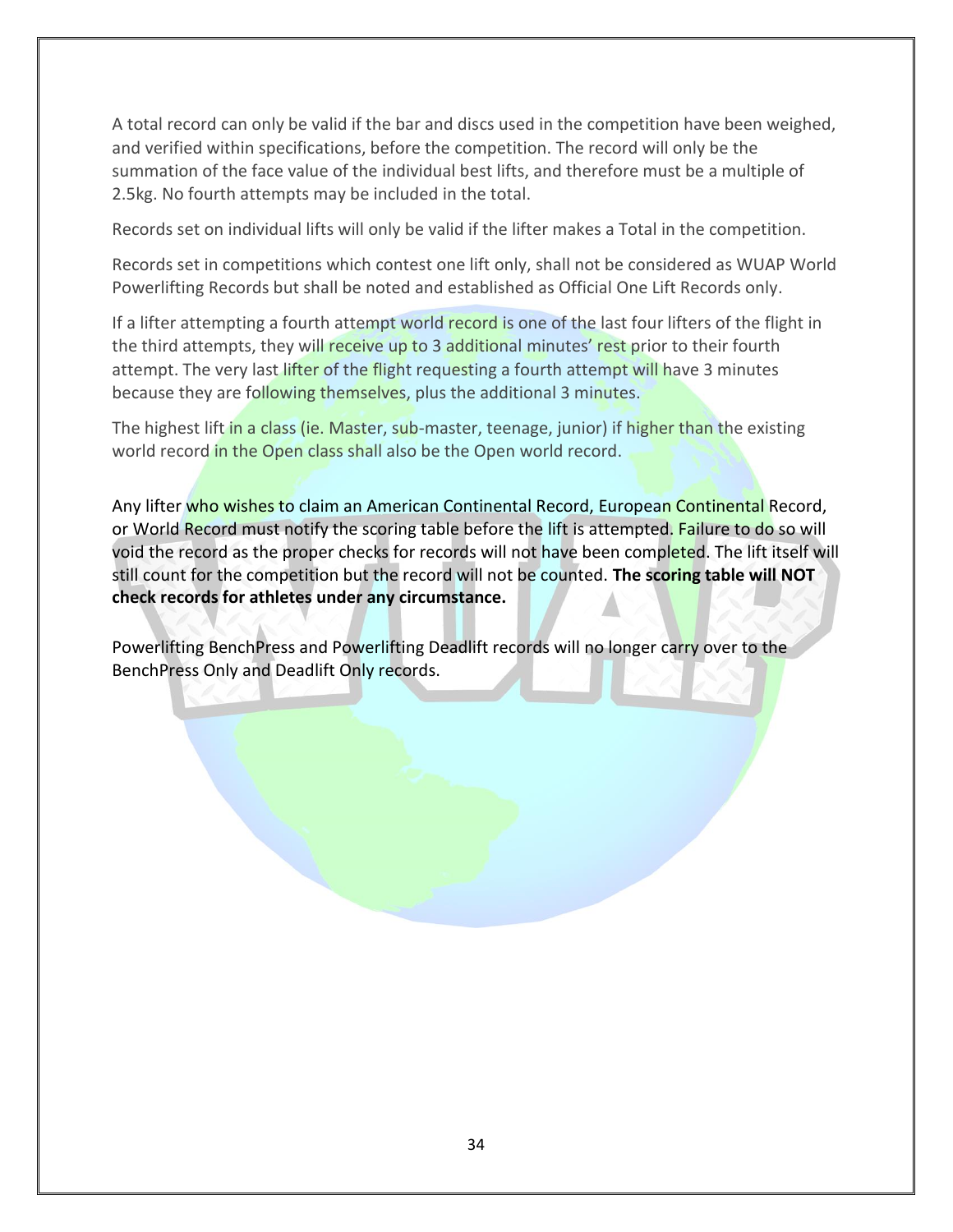A total record can only be valid if the bar and discs used in the competition have been weighed, and verified within specifications, before the competition. The record will only be the summation of the face value of the individual best lifts, and therefore must be a multiple of 2.5kg. No fourth attempts may be included in the total.

Records set on individual lifts will only be valid if the lifter makes a Total in the competition.

Records set in competitions which contest one lift only, shall not be considered as WUAP World Powerlifting Records but shall be noted and established as Official One Lift Records only.

If a lifter attempting a fourth attempt world record is one of the last four lifters of the flight in the third attempts, they will receive up to 3 additional minutes' rest prior to their fourth attempt. The very last lifter of the flight requesting a fourth attempt will have 3 minutes because they are following themselves, plus the additional 3 minutes.

The highest lift in a class (ie. Master, sub-master, teenage, junior) if higher than the existing world record in the Open class shall also be the Open world record.

Any lifter who wishes to claim an American Continental Record, European Continental Record, or World Record must notify the scoring table before the lift is attempted. Failure to do so will void the record as the proper checks for records will not have been completed. The lift itself will still count for the competition but the record will not be counted. **The scoring table will NOT check records for athletes under any circumstance.**

Powerlifting BenchPress and Powerlifting Deadlift records will no longer carry over to the BenchPress Only and Deadlift Only records.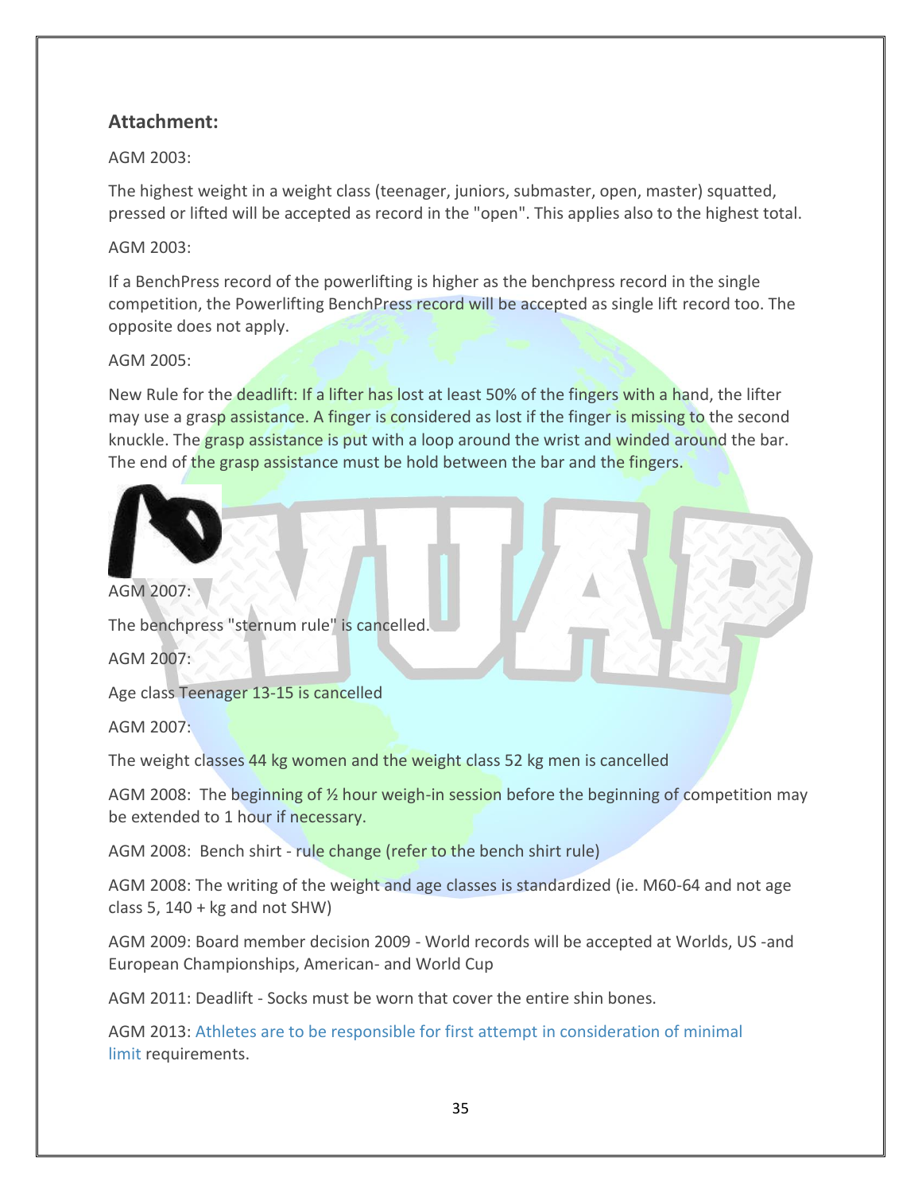## Attachment:

AGM 2003:

The highest weight in a weight class (teenager, juniors, submaster, open, master) squatted, pressed or lifted will be accepted as record in the "open". This applies also to the highest total.

AGM 2003:

If a BenchPress record of the powerlifting is higher as the benchpress record in the single competition, the Powerlifting BenchPress record will be accepted as single lift record too. The opposite does not apply.

AGM 2005:

New Rule for the deadlift: If a lifter has lost at least 50% of the fingers with a hand, the lifter may use a grasp assistance. A finger is considered as lost if the finger is missing to the second knuckle. The grasp assistance is put with a loop around the wrist and winded around the bar. The end of the grasp assistance must be hold between the bar and the fingers.

AGM 2007:

The benchpress "sternum rule" is cancelled.

AGM 2007:

Age class Teenager 13-15 is cancelled

AGM 2007:

The weight classes 44 kg women and the weight class 52 kg men is cancelled

AGM 2008: The beginning of ½ hour weigh-in session before the beginning of competition may be extended to 1 hour if necessary.

AGM 2008: Bench shirt - rule change (refer to the bench shirt rule)

AGM 2008: The writing of the weight and age classes is standardized (ie. M60-64 and not age class 5, 140 + kg and not SHW)

AGM 2009: Board member decision 2009 - World records will be accepted at Worlds, US -and European Championships, American- and World Cup

AGM 2011: Deadlift - Socks must be worn that cover the entire shin bones.

AGM 2013: Athletes are to be responsible for first attempt in consideration of minimal limit requirements.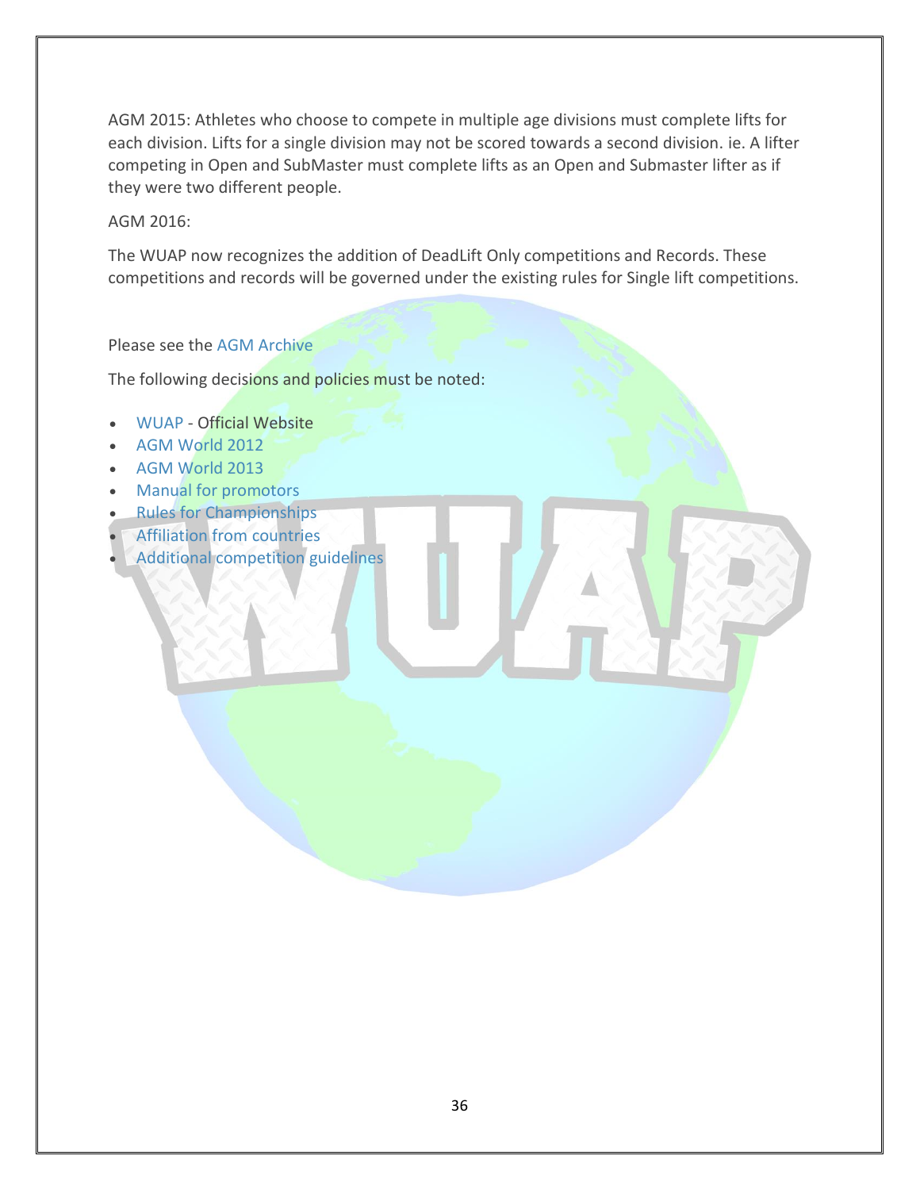AGM 2015: Athletes who choose to compete in multiple age divisions must complete lifts for each division. Lifts for a single division may not be scored towards a second division. ie. A lifter competing in Open and SubMaster must complete lifts as an Open and Submaster lifter as if they were two different people.

AGM 2016:

The WUAP now recognizes the addition of DeadLift Only competitions and Records. These competitions and records will be governed under the existing rules for Single lift competitions.

Please see the AGM Archive

The following decisions and policies must be noted:

- WUAP - Official Website
- AGM World 2012
- AGM World 2013
- Manual for promotors
- Rules for Championships
- Affiliation from countries
- Additional competition guidelines